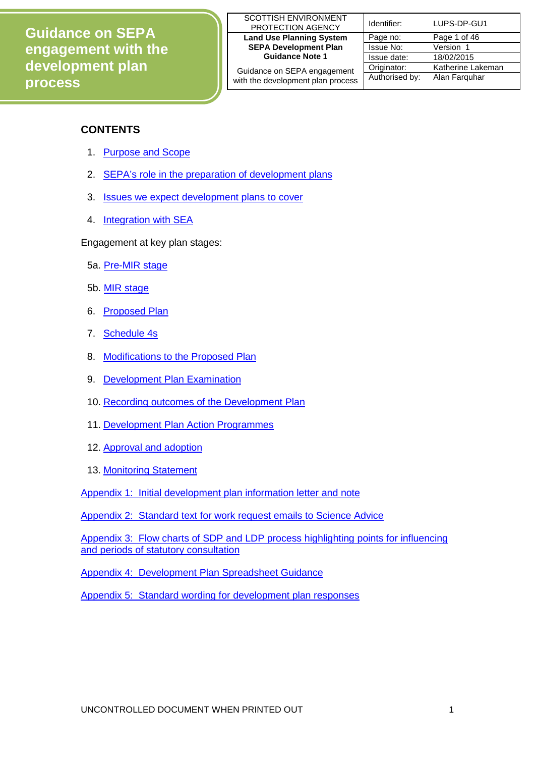# Guidance on SEPA engagement with the development plan process

| SCOTTISH ENVIRONMENT PROTECTION AGENCY | Identifier: | LUPS-DP-GU1 |
|---|---|---|
| **Land Use Planning System SEPA Development Plan Guidance Note 1** | Page no: | Page 1 of 46 |
| | Issue No: | Version 1 |
| | Issue date: | 18/02/2015 |
| Guidance on SEPA engagement with the development plan process | Originator: | Katherine Lakeman |
| | Authorised by: | Alan Farquhar |

## CONTENTS

1. Purpose and Scope
2. SEPA's role in the preparation of development plans
3. Issues we expect development plans to cover
4. Integration with SEA

Engagement at key plan stages:

5a. Pre-MIR stage

5b. MIR stage

6. Proposed Plan
7. Schedule 4s
8. Modifications to the Proposed Plan
9. Development Plan Examination
10. Recording outcomes of the Development Plan
11. Development Plan Action Programmes
12. Approval and adoption
13. Monitoring Statement

Appendix 1: Initial development plan information letter and note

Appendix 2: Standard text for work request emails to Science Advice

Appendix 3: Flow charts of SDP and LDP process highlighting points for influencing and periods of statutory consultation

Appendix 4: Development Plan Spreadsheet Guidance

Appendix 5: Standard wording for development plan responses

UNCONTROLLED DOCUMENT WHEN PRINTED OUT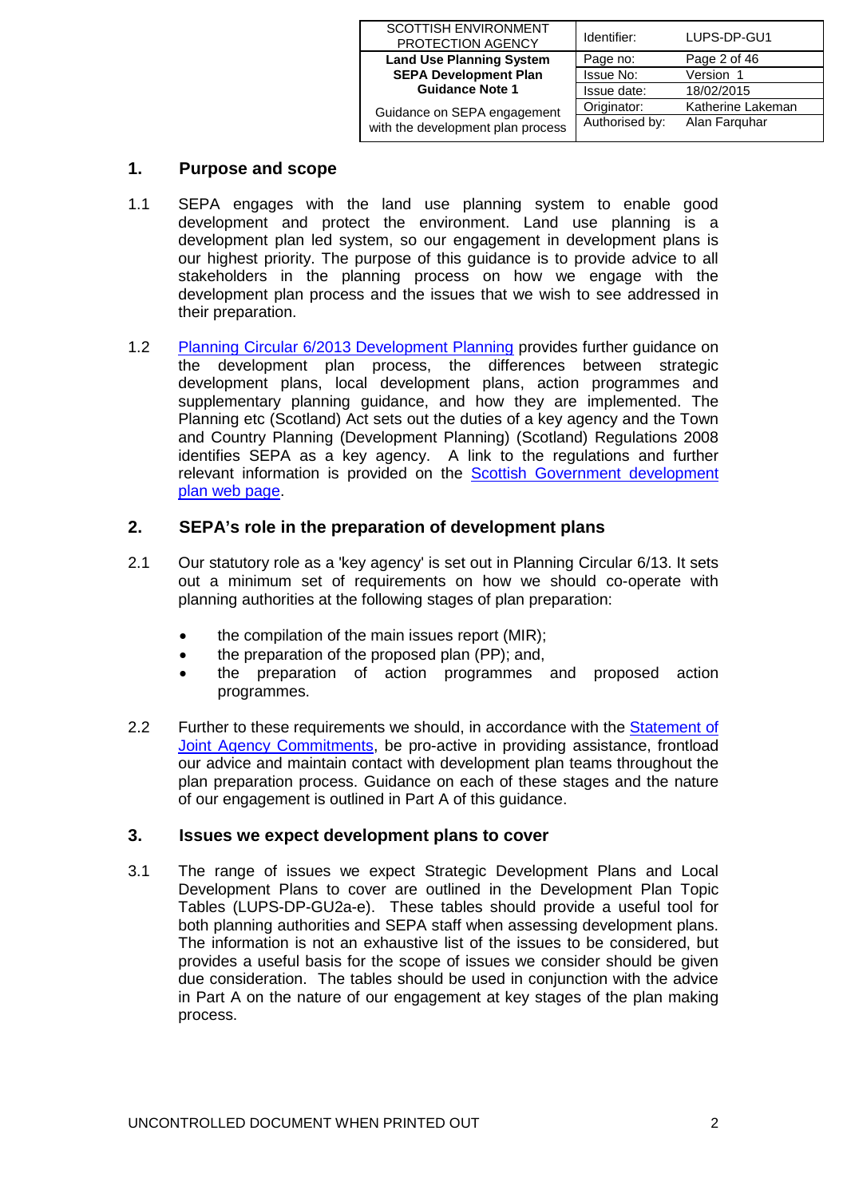## 1. Purpose and scope

1.1 SEPA engages with the land use planning system to enable good development and protect the environment. Land use planning is a development plan led system, so our engagement in development plans is our highest priority. The purpose of this guidance is to provide advice to all stakeholders in the planning process on how we engage with the development plan process and the issues that we wish to see addressed in their preparation.

1.2 Planning Circular 6/2013 Development Planning provides further guidance on the development plan process, the differences between strategic development plans, local development plans, action programmes and supplementary planning guidance, and how they are implemented. The Planning etc (Scotland) Act sets out the duties of a key agency and the Town and Country Planning (Development Planning) (Scotland) Regulations 2008 identifies SEPA as a key agency. A link to the regulations and further relevant information is provided on the Scottish Government development plan web page.

## 2. SEPA's role in the preparation of development plans

2.1 Our statutory role as a 'key agency' is set out in Planning Circular 6/13. It sets out a minimum set of requirements on how we should co-operate with planning authorities at the following stages of plan preparation:

- the compilation of the main issues report (MIR);
- the preparation of the proposed plan (PP); and,
- the preparation of action programmes and proposed action programmes.

2.2 Further to these requirements we should, in accordance with the Statement of Joint Agency Commitments, be pro-active in providing assistance, frontload our advice and maintain contact with development plan teams throughout the plan preparation process. Guidance on each of these stages and the nature of our engagement is outlined in Part A of this guidance.

## 3. Issues we expect development plans to cover

3.1 The range of issues we expect Strategic Development Plans and Local Development Plans to cover are outlined in the Development Plan Topic Tables (LUPS-DP-GU2a-e). These tables should provide a useful tool for both planning authorities and SEPA staff when assessing development plans. The information is not an exhaustive list of the issues to be considered, but provides a useful basis for the scope of issues we consider should be given due consideration. The tables should be used in conjunction with the advice in Part A on the nature of our engagement at key stages of the plan making process.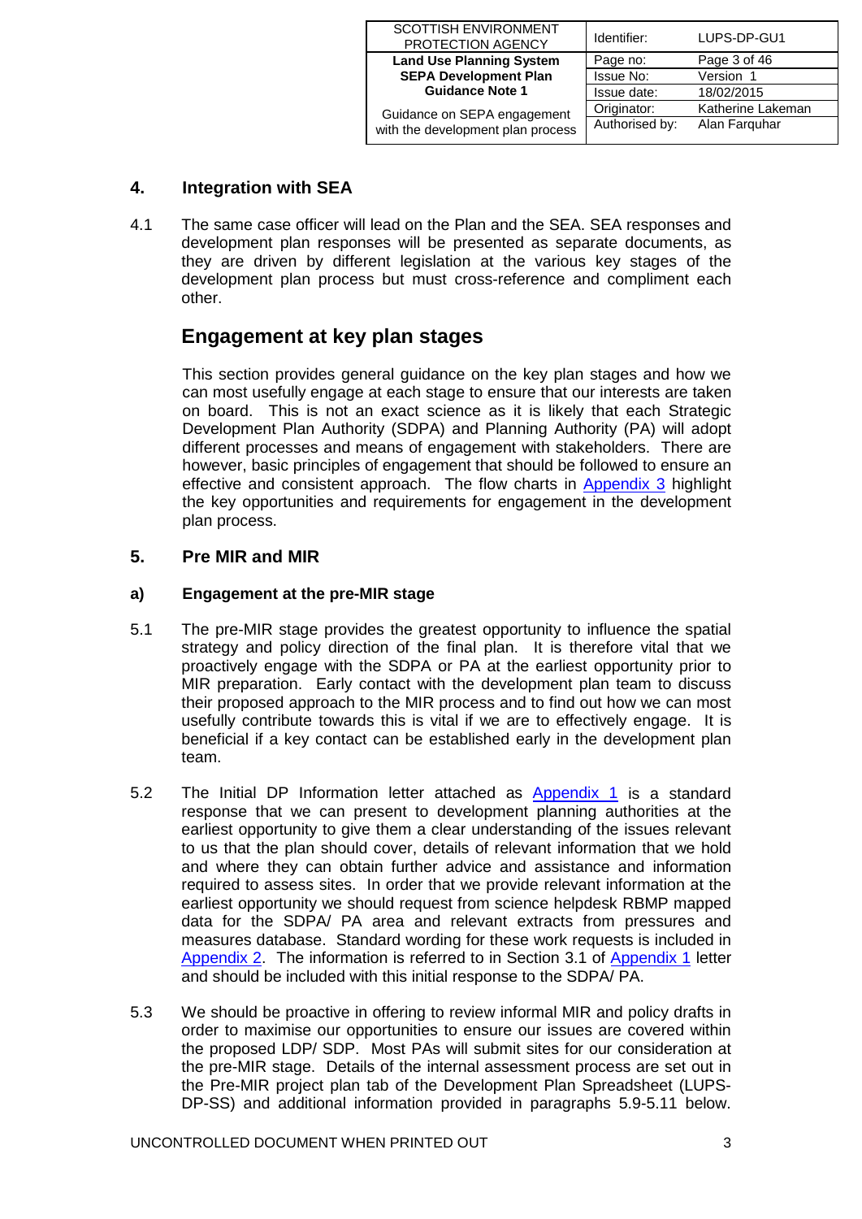## 4. Integration with SEA

4.1 The same case officer will lead on the Plan and the SEA. SEA responses and development plan responses will be presented as separate documents, as they are driven by different legislation at the various key stages of the development plan process but must cross-reference and compliment each other.

## Engagement at key plan stages

This section provides general guidance on the key plan stages and how we can most usefully engage at each stage to ensure that our interests are taken on board. This is not an exact science as it is likely that each Strategic Development Plan Authority (SDPA) and Planning Authority (PA) will adopt different processes and means of engagement with stakeholders. There are however, basic principles of engagement that should be followed to ensure an effective and consistent approach. The flow charts in Appendix 3 highlight the key opportunities and requirements for engagement in the development plan process.

## 5. Pre MIR and MIR

### a) Engagement at the pre-MIR stage

5.1 The pre-MIR stage provides the greatest opportunity to influence the spatial strategy and policy direction of the final plan. It is therefore vital that we proactively engage with the SDPA or PA at the earliest opportunity prior to MIR preparation. Early contact with the development plan team to discuss their proposed approach to the MIR process and to find out how we can most usefully contribute towards this is vital if we are to effectively engage. It is beneficial if a key contact can be established early in the development plan team.

5.2 The Initial DP Information letter attached as Appendix 1 is a standard response that we can present to development planning authorities at the earliest opportunity to give them a clear understanding of the issues relevant to us that the plan should cover, details of relevant information that we hold and where they can obtain further advice and assistance and information required to assess sites. In order that we provide relevant information at the earliest opportunity we should request from science helpdesk RBMP mapped data for the SDPA/ PA area and relevant extracts from pressures and measures database. Standard wording for these work requests is included in Appendix 2. The information is referred to in Section 3.1 of Appendix 1 letter and should be included with this initial response to the SDPA/ PA.

5.3 We should be proactive in offering to review informal MIR and policy drafts in order to maximise our opportunities to ensure our issues are covered within the proposed LDP/ SDP. Most PAs will submit sites for our consideration at the pre-MIR stage. Details of the internal assessment process are set out in the Pre-MIR project plan tab of the Development Plan Spreadsheet (LUPS-DP-SS) and additional information provided in paragraphs 5.9-5.11 below.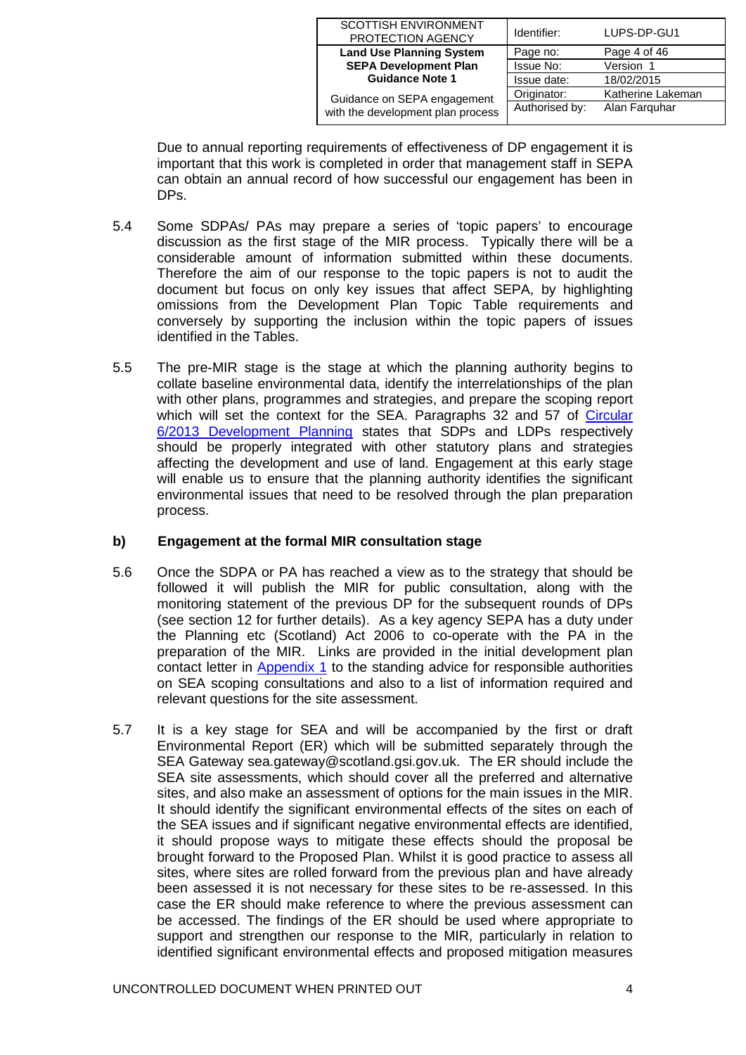Due to annual reporting requirements of effectiveness of DP engagement it is important that this work is completed in order that management staff in SEPA can obtain an annual record of how successful our engagement has been in DPs.

5.4 Some SDPAs/ PAs may prepare a series of 'topic papers' to encourage discussion as the first stage of the MIR process. Typically there will be a considerable amount of information submitted within these documents. Therefore the aim of our response to the topic papers is not to audit the document but focus on only key issues that affect SEPA, by highlighting omissions from the Development Plan Topic Table requirements and conversely by supporting the inclusion within the topic papers of issues identified in the Tables.

5.5 The pre-MIR stage is the stage at which the planning authority begins to collate baseline environmental data, identify the interrelationships of the plan with other plans, programmes and strategies, and prepare the scoping report which will set the context for the SEA. Paragraphs 32 and 57 of Circular 6/2013 Development Planning states that SDPs and LDPs respectively should be properly integrated with other statutory plans and strategies affecting the development and use of land. Engagement at this early stage will enable us to ensure that the planning authority identifies the significant environmental issues that need to be resolved through the plan preparation process.

### b) Engagement at the formal MIR consultation stage

5.6 Once the SDPA or PA has reached a view as to the strategy that should be followed it will publish the MIR for public consultation, along with the monitoring statement of the previous DP for the subsequent rounds of DPs (see section 12 for further details). As a key agency SEPA has a duty under the Planning etc (Scotland) Act 2006 to co-operate with the PA in the preparation of the MIR. Links are provided in the initial development plan contact letter in Appendix 1 to the standing advice for responsible authorities on SEA scoping consultations and also to a list of information required and relevant questions for the site assessment.

5.7 It is a key stage for SEA and will be accompanied by the first or draft Environmental Report (ER) which will be submitted separately through the SEA Gateway sea.gateway@scotland.gsi.gov.uk. The ER should include the SEA site assessments, which should cover all the preferred and alternative sites, and also make an assessment of options for the main issues in the MIR. It should identify the significant environmental effects of the sites on each of the SEA issues and if significant negative environmental effects are identified, it should propose ways to mitigate these effects should the proposal be brought forward to the Proposed Plan. Whilst it is good practice to assess all sites, where sites are rolled forward from the previous plan and have already been assessed it is not necessary for these sites to be re-assessed. In this case the ER should make reference to where the previous assessment can be accessed. The findings of the ER should be used where appropriate to support and strengthen our response to the MIR, particularly in relation to identified significant environmental effects and proposed mitigation measures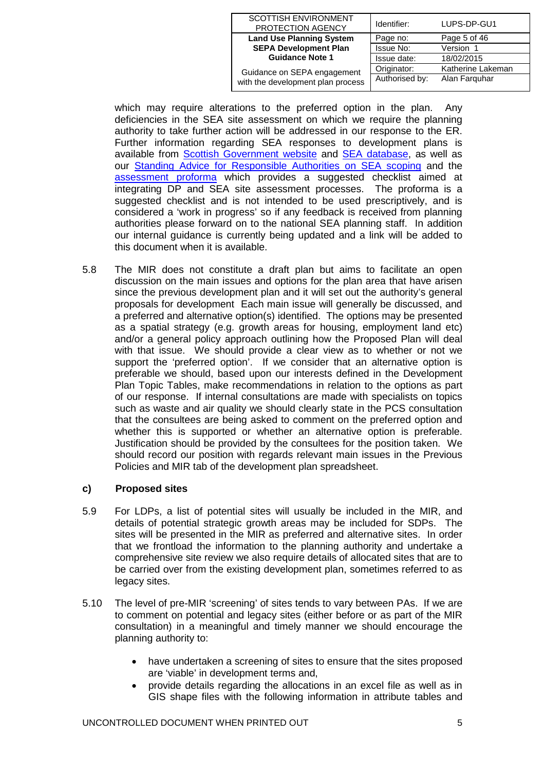which may require alterations to the preferred option in the plan. Any deficiencies in the SEA site assessment on which we require the planning authority to take further action will be addressed in our response to the ER. Further information regarding SEA responses to development plans is available from Scottish Government website and SEA database, as well as our Standing Advice for Responsible Authorities on SEA scoping and the assessment proforma which provides a suggested checklist aimed at integrating DP and SEA site assessment processes. The proforma is a suggested checklist and is not intended to be used prescriptively, and is considered a 'work in progress' so if any feedback is received from planning authorities please forward on to the national SEA planning staff. In addition our internal guidance is currently being updated and a link will be added to this document when it is available.

5.8 The MIR does not constitute a draft plan but aims to facilitate an open discussion on the main issues and options for the plan area that have arisen since the previous development plan and it will set out the authority's general proposals for development Each main issue will generally be discussed, and a preferred and alternative option(s) identified. The options may be presented as a spatial strategy (e.g. growth areas for housing, employment land etc) and/or a general policy approach outlining how the Proposed Plan will deal with that issue. We should provide a clear view as to whether or not we support the 'preferred option'. If we consider that an alternative option is preferable we should, based upon our interests defined in the Development Plan Topic Tables, make recommendations in relation to the options as part of our response. If internal consultations are made with specialists on topics such as waste and air quality we should clearly state in the PCS consultation that the consultees are being asked to comment on the preferred option and whether this is supported or whether an alternative option is preferable. Justification should be provided by the consultees for the position taken. We should record our position with regards relevant main issues in the Previous Policies and MIR tab of the development plan spreadsheet.

### c) Proposed sites

5.9 For LDPs, a list of potential sites will usually be included in the MIR, and details of potential strategic growth areas may be included for SDPs. The sites will be presented in the MIR as preferred and alternative sites. In order that we frontload the information to the planning authority and undertake a comprehensive site review we also require details of allocated sites that are to be carried over from the existing development plan, sometimes referred to as legacy sites.

5.10 The level of pre-MIR 'screening' of sites tends to vary between PAs. If we are to comment on potential and legacy sites (either before or as part of the MIR consultation) in a meaningful and timely manner we should encourage the planning authority to:

- have undertaken a screening of sites to ensure that the sites proposed are 'viable' in development terms and,
- provide details regarding the allocations in an excel file as well as in GIS shape files with the following information in attribute tables and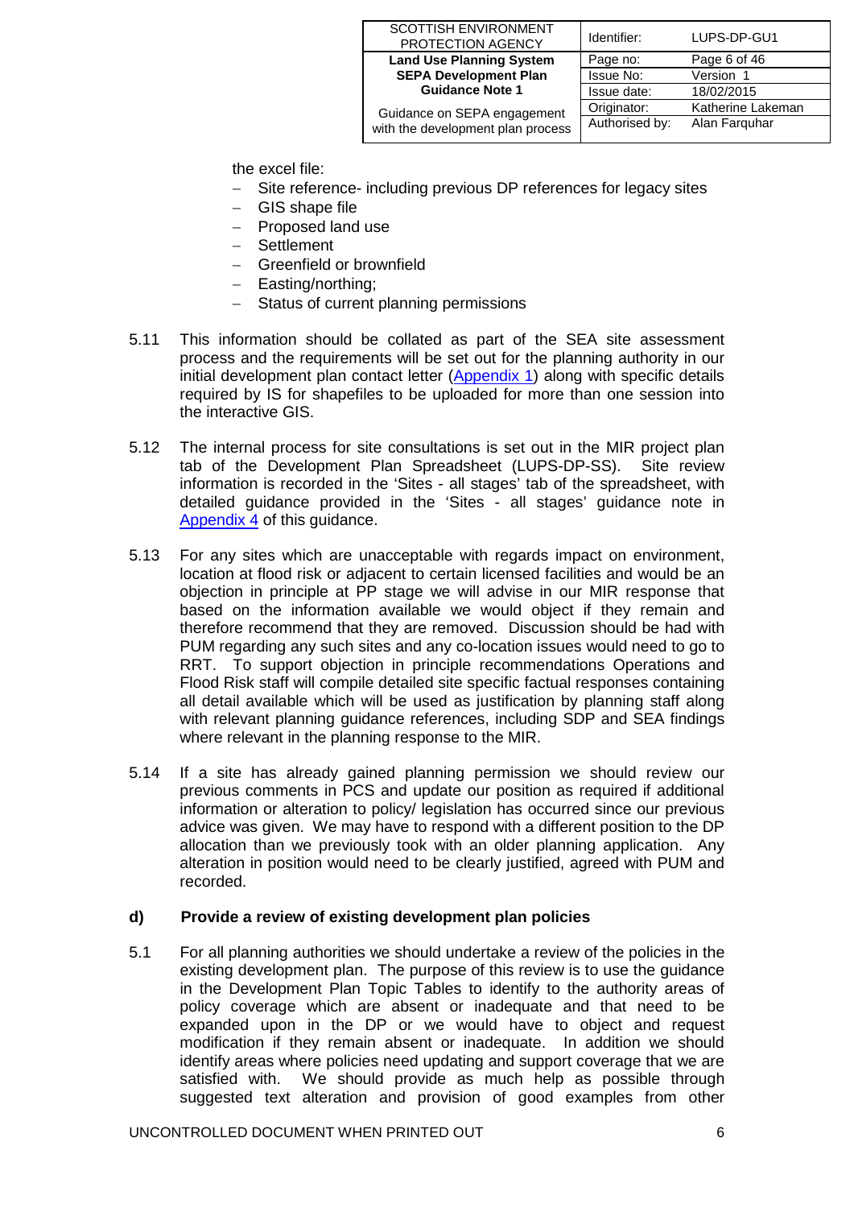the excel file:

- Site reference- including previous DP references for legacy sites
- GIS shape file
- Proposed land use
- Settlement
- Greenfield or brownfield
- Easting/northing;
- Status of current planning permissions

5.11 This information should be collated as part of the SEA site assessment process and the requirements will be set out for the planning authority in our initial development plan contact letter (Appendix 1) along with specific details required by IS for shapefiles to be uploaded for more than one session into the interactive GIS.

5.12 The internal process for site consultations is set out in the MIR project plan tab of the Development Plan Spreadsheet (LUPS-DP-SS). Site review information is recorded in the 'Sites - all stages' tab of the spreadsheet, with detailed guidance provided in the 'Sites - all stages' guidance note in Appendix 4 of this guidance.

5.13 For any sites which are unacceptable with regards impact on environment, location at flood risk or adjacent to certain licensed facilities and would be an objection in principle at PP stage we will advise in our MIR response that based on the information available we would object if they remain and therefore recommend that they are removed. Discussion should be had with PUM regarding any such sites and any co-location issues would need to go to RRT. To support objection in principle recommendations Operations and Flood Risk staff will compile detailed site specific factual responses containing all detail available which will be used as justification by planning staff along with relevant planning guidance references, including SDP and SEA findings where relevant in the planning response to the MIR.

5.14 If a site has already gained planning permission we should review our previous comments in PCS and update our position as required if additional information or alteration to policy/ legislation has occurred since our previous advice was given. We may have to respond with a different position to the DP allocation than we previously took with an older planning application. Any alteration in position would need to be clearly justified, agreed with PUM and recorded.

### d) Provide a review of existing development plan policies

5.1 For all planning authorities we should undertake a review of the policies in the existing development plan. The purpose of this review is to use the guidance in the Development Plan Topic Tables to identify to the authority areas of policy coverage which are absent or inadequate and that need to be expanded upon in the DP or we would have to object and request modification if they remain absent or inadequate. In addition we should identify areas where policies need updating and support coverage that we are satisfied with. We should provide as much help as possible through suggested text alteration and provision of good examples from other

UNCONTROLLED DOCUMENT WHEN PRINTED OUT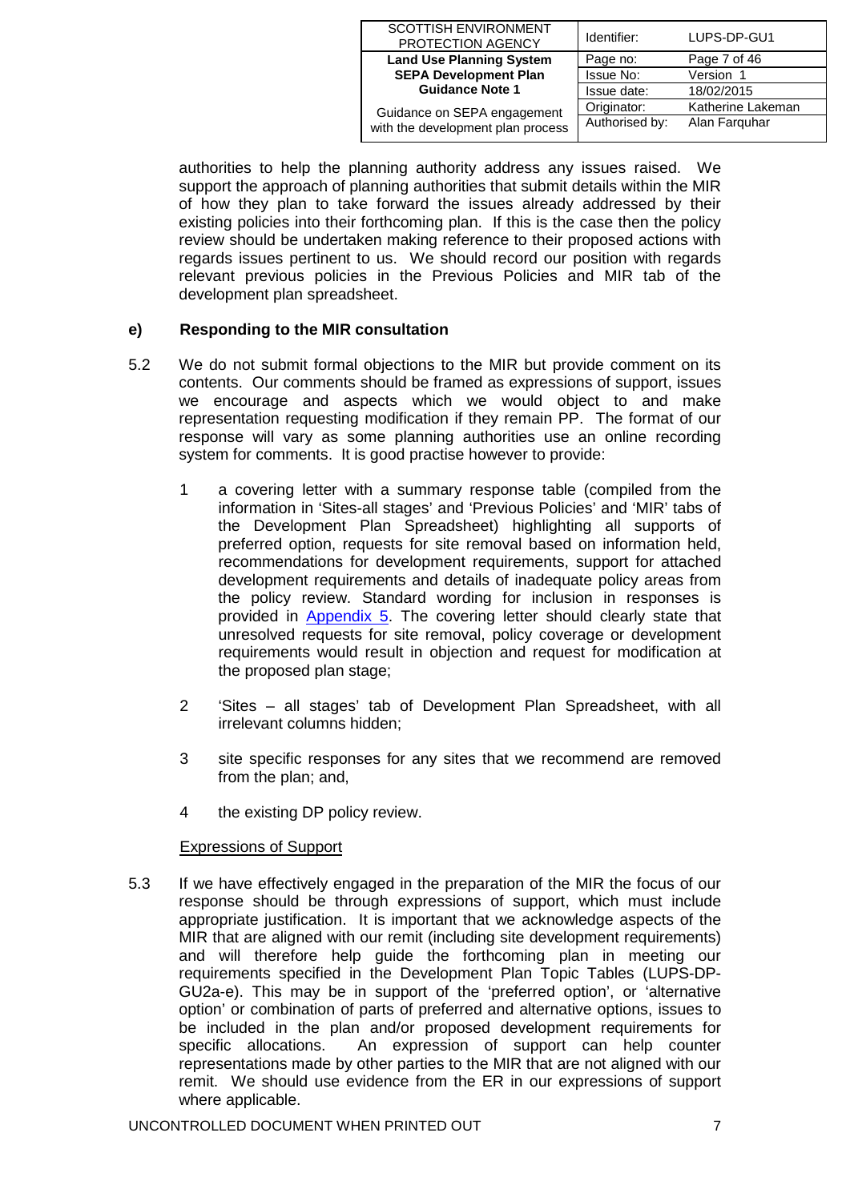authorities to help the planning authority address any issues raised. We support the approach of planning authorities that submit details within the MIR of how they plan to take forward the issues already addressed by their existing policies into their forthcoming plan. If this is the case then the policy review should be undertaken making reference to their proposed actions with regards issues pertinent to us. We should record our position with regards relevant previous policies in the Previous Policies and MIR tab of the development plan spreadsheet.

### e) Responding to the MIR consultation

5.2 We do not submit formal objections to the MIR but provide comment on its contents. Our comments should be framed as expressions of support, issues we encourage and aspects which we would object to and make representation requesting modification if they remain PP. The format of our response will vary as some planning authorities use an online recording system for comments. It is good practise however to provide:

1. a covering letter with a summary response table (compiled from the information in 'Sites-all stages' and 'Previous Policies' and 'MIR' tabs of the Development Plan Spreadsheet) highlighting all supports of preferred option, requests for site removal based on information held, recommendations for development requirements, support for attached development requirements and details of inadequate policy areas from the policy review. Standard wording for inclusion in responses is provided in Appendix 5. The covering letter should clearly state that unresolved requests for site removal, policy coverage or development requirements would result in objection and request for modification at the proposed plan stage;

2. 'Sites – all stages' tab of Development Plan Spreadsheet, with all irrelevant columns hidden;

3. site specific responses for any sites that we recommend are removed from the plan; and,

4. the existing DP policy review.

<u>Expressions of Support</u>

5.3 If we have effectively engaged in the preparation of the MIR the focus of our response should be through expressions of support, which must include appropriate justification. It is important that we acknowledge aspects of the MIR that are aligned with our remit (including site development requirements) and will therefore help guide the forthcoming plan in meeting our requirements specified in the Development Plan Topic Tables (LUPS-DP-GU2a-e). This may be in support of the 'preferred option', or 'alternative option' or combination of parts of preferred and alternative options, issues to be included in the plan and/or proposed development requirements for specific allocations. An expression of support can help counter representations made by other parties to the MIR that are not aligned with our remit. We should use evidence from the ER in our expressions of support where applicable.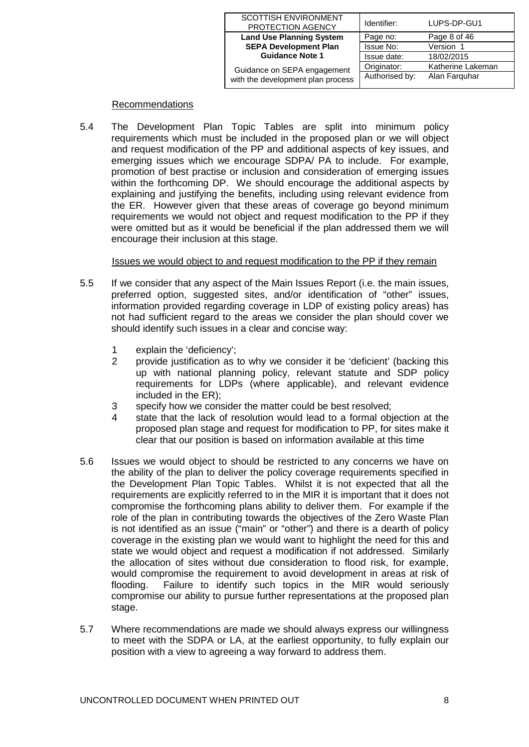Recommendations

5.4 The Development Plan Topic Tables are split into minimum policy requirements which must be included in the proposed plan or we will object and request modification of the PP and additional aspects of key issues, and emerging issues which we encourage SDPA/ PA to include. For example, promotion of best practise or inclusion and consideration of emerging issues within the forthcoming DP. We should encourage the additional aspects by explaining and justifying the benefits, including using relevant evidence from the ER. However given that these areas of coverage go beyond minimum requirements we would not object and request modification to the PP if they were omitted but as it would be beneficial if the plan addressed them we will encourage their inclusion at this stage.

Issues we would object to and request modification to the PP if they remain

5.5 If we consider that any aspect of the Main Issues Report (i.e. the main issues, preferred option, suggested sites, and/or identification of "other" issues, information provided regarding coverage in LDP of existing policy areas) has not had sufficient regard to the areas we consider the plan should cover we should identify such issues in a clear and concise way:

1. explain the 'deficiency';
2. provide justification as to why we consider it be 'deficient' (backing this up with national planning policy, relevant statute and SDP policy requirements for LDPs (where applicable), and relevant evidence included in the ER);
3. specify how we consider the matter could be best resolved;
4. state that the lack of resolution would lead to a formal objection at the proposed plan stage and request for modification to PP, for sites make it clear that our position is based on information available at this time

5.6 Issues we would object to should be restricted to any concerns we have on the ability of the plan to deliver the policy coverage requirements specified in the Development Plan Topic Tables. Whilst it is not expected that all the requirements are explicitly referred to in the MIR it is important that it does not compromise the forthcoming plans ability to deliver them. For example if the role of the plan in contributing towards the objectives of the Zero Waste Plan is not identified as an issue ("main" or "other") and there is a dearth of policy coverage in the existing plan we would want to highlight the need for this and state we would object and request a modification if not addressed. Similarly the allocation of sites without due consideration to flood risk, for example, would compromise the requirement to avoid development in areas at risk of flooding. Failure to identify such topics in the MIR would seriously compromise our ability to pursue further representations at the proposed plan stage.

5.7 Where recommendations are made we should always express our willingness to meet with the SDPA or LA, at the earliest opportunity, to fully explain our position with a view to agreeing a way forward to address them.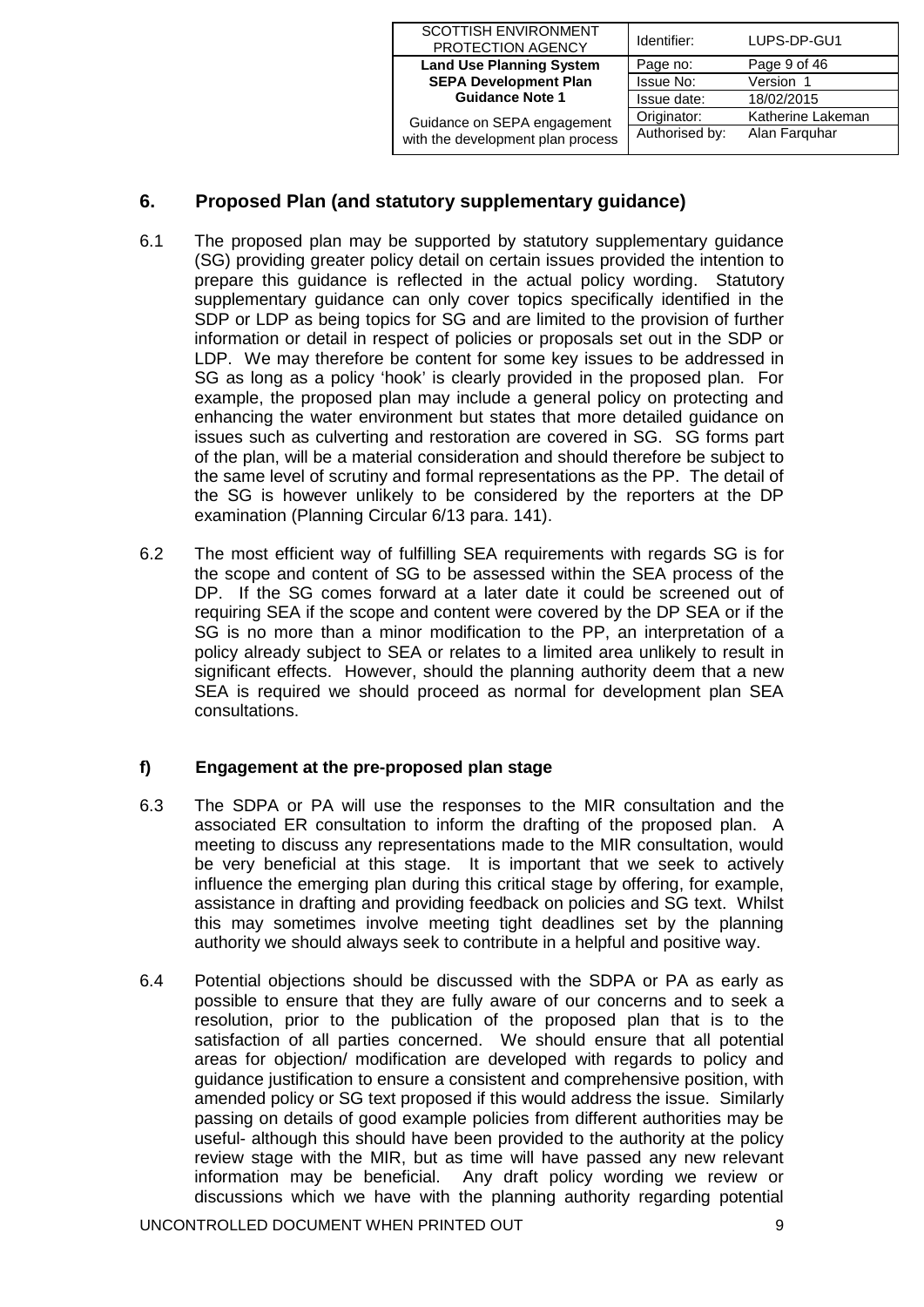## 6. Proposed Plan (and statutory supplementary guidance)

6.1 The proposed plan may be supported by statutory supplementary guidance (SG) providing greater policy detail on certain issues provided the intention to prepare this guidance is reflected in the actual policy wording. Statutory supplementary guidance can only cover topics specifically identified in the SDP or LDP as being topics for SG and are limited to the provision of further information or detail in respect of policies or proposals set out in the SDP or LDP. We may therefore be content for some key issues to be addressed in SG as long as a policy 'hook' is clearly provided in the proposed plan. For example, the proposed plan may include a general policy on protecting and enhancing the water environment but states that more detailed guidance on issues such as culverting and restoration are covered in SG. SG forms part of the plan, will be a material consideration and should therefore be subject to the same level of scrutiny and formal representations as the PP. The detail of the SG is however unlikely to be considered by the reporters at the DP examination (Planning Circular 6/13 para. 141).

6.2 The most efficient way of fulfilling SEA requirements with regards SG is for the scope and content of SG to be assessed within the SEA process of the DP. If the SG comes forward at a later date it could be screened out of requiring SEA if the scope and content were covered by the DP SEA or if the SG is no more than a minor modification to the PP, an interpretation of a policy already subject to SEA or relates to a limited area unlikely to result in significant effects. However, should the planning authority deem that a new SEA is required we should proceed as normal for development plan SEA consultations.

### f) Engagement at the pre-proposed plan stage

6.3 The SDPA or PA will use the responses to the MIR consultation and the associated ER consultation to inform the drafting of the proposed plan. A meeting to discuss any representations made to the MIR consultation, would be very beneficial at this stage. It is important that we seek to actively influence the emerging plan during this critical stage by offering, for example, assistance in drafting and providing feedback on policies and SG text. Whilst this may sometimes involve meeting tight deadlines set by the planning authority we should always seek to contribute in a helpful and positive way.

6.4 Potential objections should be discussed with the SDPA or PA as early as possible to ensure that they are fully aware of our concerns and to seek a resolution, prior to the publication of the proposed plan that is to the satisfaction of all parties concerned. We should ensure that all potential areas for objection/ modification are developed with regards to policy and guidance justification to ensure a consistent and comprehensive position, with amended policy or SG text proposed if this would address the issue. Similarly passing on details of good example policies from different authorities may be useful- although this should have been provided to the authority at the policy review stage with the MIR, but as time will have passed any new relevant information may be beneficial. Any draft policy wording we review or discussions which we have with the planning authority regarding potential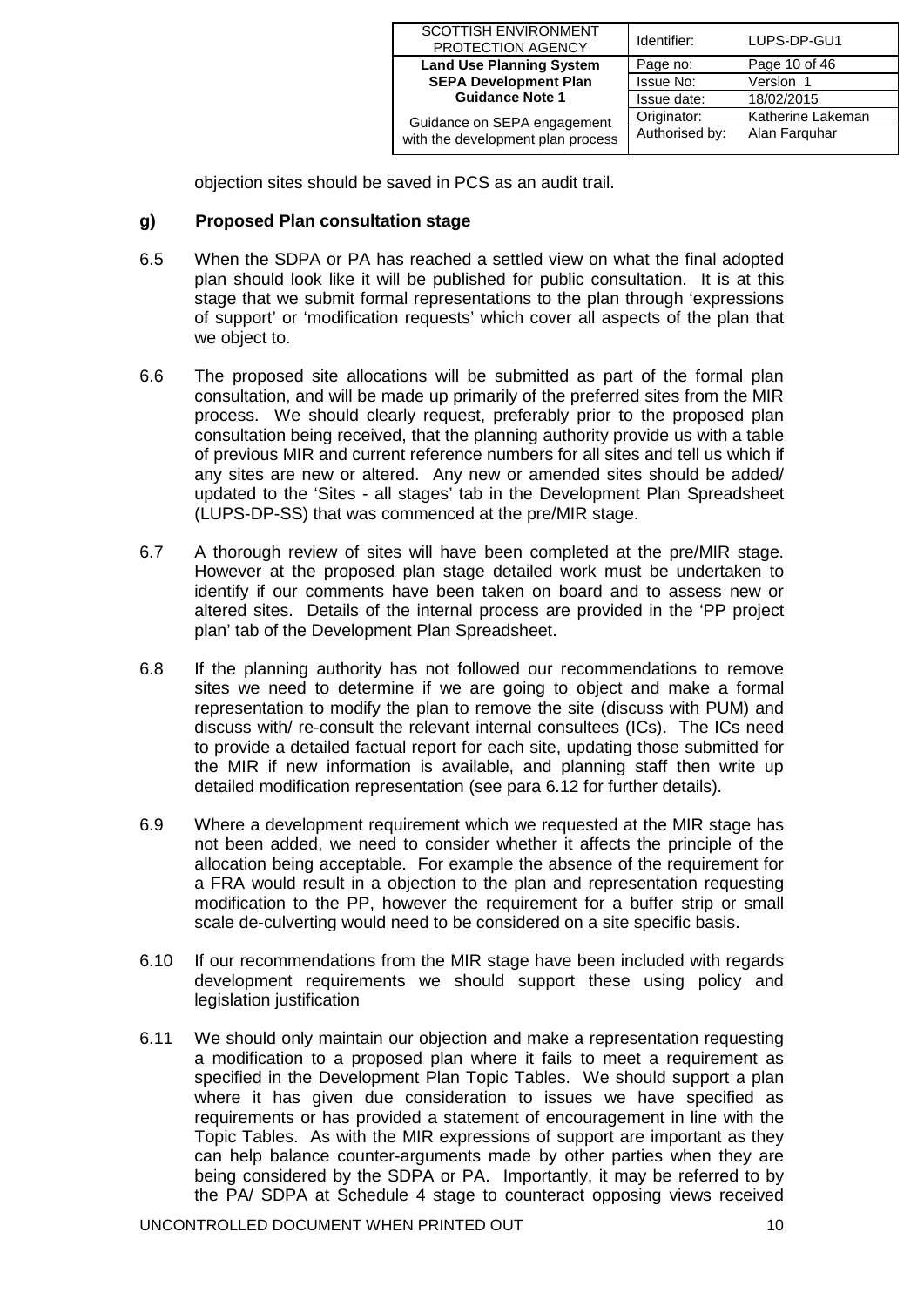objection sites should be saved in PCS as an audit trail.

**g) Proposed Plan consultation stage**

6.5 When the SDPA or PA has reached a settled view on what the final adopted plan should look like it will be published for public consultation. It is at this stage that we submit formal representations to the plan through 'expressions of support' or 'modification requests' which cover all aspects of the plan that we object to.

6.6 The proposed site allocations will be submitted as part of the formal plan consultation, and will be made up primarily of the preferred sites from the MIR process. We should clearly request, preferably prior to the proposed plan consultation being received, that the planning authority provide us with a table of previous MIR and current reference numbers for all sites and tell us which if any sites are new or altered. Any new or amended sites should be added/ updated to the 'Sites - all stages' tab in the Development Plan Spreadsheet (LUPS-DP-SS) that was commenced at the pre/MIR stage.

6.7 A thorough review of sites will have been completed at the pre/MIR stage. However at the proposed plan stage detailed work must be undertaken to identify if our comments have been taken on board and to assess new or altered sites. Details of the internal process are provided in the 'PP project plan' tab of the Development Plan Spreadsheet.

6.8 If the planning authority has not followed our recommendations to remove sites we need to determine if we are going to object and make a formal representation to modify the plan to remove the site (discuss with PUM) and discuss with/ re-consult the relevant internal consultees (ICs). The ICs need to provide a detailed factual report for each site, updating those submitted for the MIR if new information is available, and planning staff then write up detailed modification representation (see para 6.12 for further details).

6.9 Where a development requirement which we requested at the MIR stage has not been added, we need to consider whether it affects the principle of the allocation being acceptable. For example the absence of the requirement for a FRA would result in a objection to the plan and representation requesting modification to the PP, however the requirement for a buffer strip or small scale de-culverting would need to be considered on a site specific basis.

6.10 If our recommendations from the MIR stage have been included with regards development requirements we should support these using policy and legislation justification

6.11 We should only maintain our objection and make a representation requesting a modification to a proposed plan where it fails to meet a requirement as specified in the Development Plan Topic Tables. We should support a plan where it has given due consideration to issues we have specified as requirements or has provided a statement of encouragement in line with the Topic Tables. As with the MIR expressions of support are important as they can help balance counter-arguments made by other parties when they are being considered by the SDPA or PA. Importantly, it may be referred to by the PA/ SDPA at Schedule 4 stage to counteract opposing views received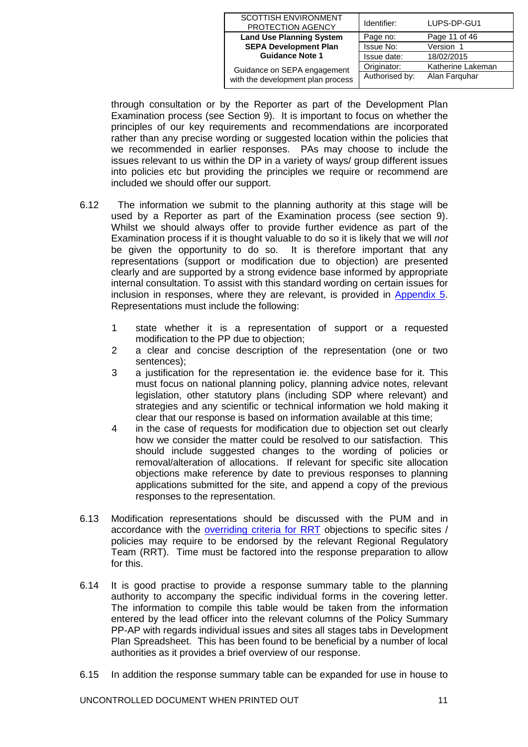through consultation or by the Reporter as part of the Development Plan Examination process (see Section 9). It is important to focus on whether the principles of our key requirements and recommendations are incorporated rather than any precise wording or suggested location within the policies that we recommended in earlier responses. PAs may choose to include the issues relevant to us within the DP in a variety of ways/ group different issues into policies etc but providing the principles we require or recommend are included we should offer our support.

6.12 The information we submit to the planning authority at this stage will be used by a Reporter as part of the Examination process (see section 9). Whilst we should always offer to provide further evidence as part of the Examination process if it is thought valuable to do so it is likely that we will *not* be given the opportunity to do so. It is therefore important that any representations (support or modification due to objection) are presented clearly and are supported by a strong evidence base informed by appropriate internal consultation. To assist with this standard wording on certain issues for inclusion in responses, where they are relevant, is provided in Appendix 5. Representations must include the following:

1. state whether it is a representation of support or a requested modification to the PP due to objection;
2. a clear and concise description of the representation (one or two sentences);
3. a justification for the representation ie. the evidence base for it. This must focus on national planning policy, planning advice notes, relevant legislation, other statutory plans (including SDP where relevant) and strategies and any scientific or technical information we hold making it clear that our response is based on information available at this time;
4. in the case of requests for modification due to objection set out clearly how we consider the matter could be resolved to our satisfaction. This should include suggested changes to the wording of policies or removal/alteration of allocations. If relevant for specific site allocation objections make reference by date to previous responses to planning applications submitted for the site, and append a copy of the previous responses to the representation.

6.13 Modification representations should be discussed with the PUM and in accordance with the overriding criteria for RRT objections to specific sites / policies may require to be endorsed by the relevant Regional Regulatory Team (RRT). Time must be factored into the response preparation to allow for this.

6.14 It is good practise to provide a response summary table to the planning authority to accompany the specific individual forms in the covering letter. The information to compile this table would be taken from the information entered by the lead officer into the relevant columns of the Policy Summary PP-AP with regards individual issues and sites all stages tabs in Development Plan Spreadsheet. This has been found to be beneficial by a number of local authorities as it provides a brief overview of our response.

6.15 In addition the response summary table can be expanded for use in house to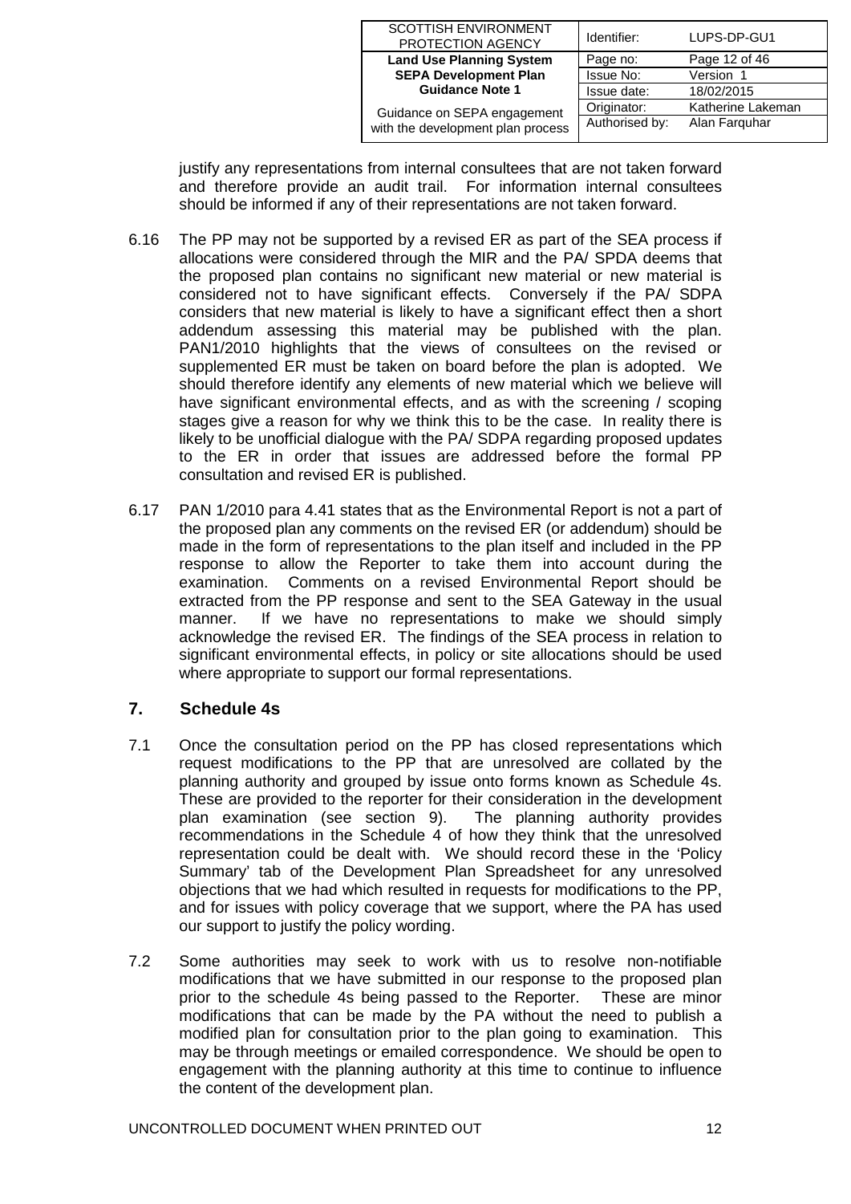justify any representations from internal consultees that are not taken forward and therefore provide an audit trail. For information internal consultees should be informed if any of their representations are not taken forward.

6.16 The PP may not be supported by a revised ER as part of the SEA process if allocations were considered through the MIR and the PA/ SPDA deems that the proposed plan contains no significant new material or new material is considered not to have significant effects. Conversely if the PA/ SDPA considers that new material is likely to have a significant effect then a short addendum assessing this material may be published with the plan. PAN1/2010 highlights that the views of consultees on the revised or supplemented ER must be taken on board before the plan is adopted. We should therefore identify any elements of new material which we believe will have significant environmental effects, and as with the screening / scoping stages give a reason for why we think this to be the case. In reality there is likely to be unofficial dialogue with the PA/ SDPA regarding proposed updates to the ER in order that issues are addressed before the formal PP consultation and revised ER is published.

6.17 PAN 1/2010 para 4.41 states that as the Environmental Report is not a part of the proposed plan any comments on the revised ER (or addendum) should be made in the form of representations to the plan itself and included in the PP response to allow the Reporter to take them into account during the examination. Comments on a revised Environmental Report should be extracted from the PP response and sent to the SEA Gateway in the usual manner. If we have no representations to make we should simply acknowledge the revised ER. The findings of the SEA process in relation to significant environmental effects, in policy or site allocations should be used where appropriate to support our formal representations.

## 7. Schedule 4s

7.1 Once the consultation period on the PP has closed representations which request modifications to the PP that are unresolved are collated by the planning authority and grouped by issue onto forms known as Schedule 4s. These are provided to the reporter for their consideration in the development plan examination (see section 9). The planning authority provides recommendations in the Schedule 4 of how they think that the unresolved representation could be dealt with. We should record these in the 'Policy Summary' tab of the Development Plan Spreadsheet for any unresolved objections that we had which resulted in requests for modifications to the PP, and for issues with policy coverage that we support, where the PA has used our support to justify the policy wording.

7.2 Some authorities may seek to work with us to resolve non-notifiable modifications that we have submitted in our response to the proposed plan prior to the schedule 4s being passed to the Reporter. These are minor modifications that can be made by the PA without the need to publish a modified plan for consultation prior to the plan going to examination. This may be through meetings or emailed correspondence. We should be open to engagement with the planning authority at this time to continue to influence the content of the development plan.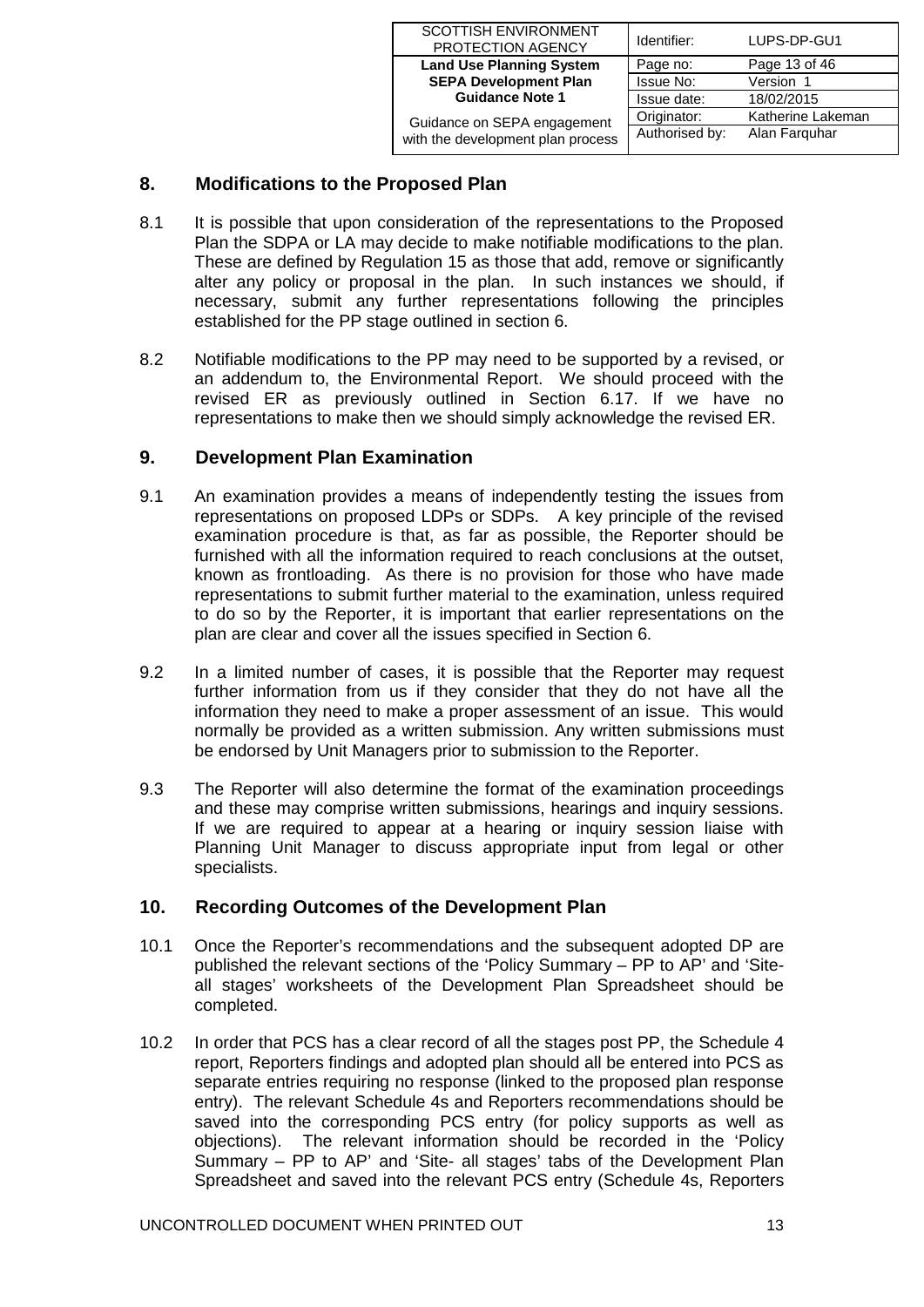## 8. Modifications to the Proposed Plan

8.1 It is possible that upon consideration of the representations to the Proposed Plan the SDPA or LA may decide to make notifiable modifications to the plan. These are defined by Regulation 15 as those that add, remove or significantly alter any policy or proposal in the plan. In such instances we should, if necessary, submit any further representations following the principles established for the PP stage outlined in section 6.

8.2 Notifiable modifications to the PP may need to be supported by a revised, or an addendum to, the Environmental Report. We should proceed with the revised ER as previously outlined in Section 6.17. If we have no representations to make then we should simply acknowledge the revised ER.

## 9. Development Plan Examination

9.1 An examination provides a means of independently testing the issues from representations on proposed LDPs or SDPs. A key principle of the revised examination procedure is that, as far as possible, the Reporter should be furnished with all the information required to reach conclusions at the outset, known as frontloading. As there is no provision for those who have made representations to submit further material to the examination, unless required to do so by the Reporter, it is important that earlier representations on the plan are clear and cover all the issues specified in Section 6.

9.2 In a limited number of cases, it is possible that the Reporter may request further information from us if they consider that they do not have all the information they need to make a proper assessment of an issue. This would normally be provided as a written submission. Any written submissions must be endorsed by Unit Managers prior to submission to the Reporter.

9.3 The Reporter will also determine the format of the examination proceedings and these may comprise written submissions, hearings and inquiry sessions. If we are required to appear at a hearing or inquiry session liaise with Planning Unit Manager to discuss appropriate input from legal or other specialists.

## 10. Recording Outcomes of the Development Plan

10.1 Once the Reporter's recommendations and the subsequent adopted DP are published the relevant sections of the 'Policy Summary – PP to AP' and 'Site-all stages' worksheets of the Development Plan Spreadsheet should be completed.

10.2 In order that PCS has a clear record of all the stages post PP, the Schedule 4 report, Reporters findings and adopted plan should all be entered into PCS as separate entries requiring no response (linked to the proposed plan response entry). The relevant Schedule 4s and Reporters recommendations should be saved into the corresponding PCS entry (for policy supports as well as objections). The relevant information should be recorded in the 'Policy Summary – PP to AP' and 'Site- all stages' tabs of the Development Plan Spreadsheet and saved into the relevant PCS entry (Schedule 4s, Reporters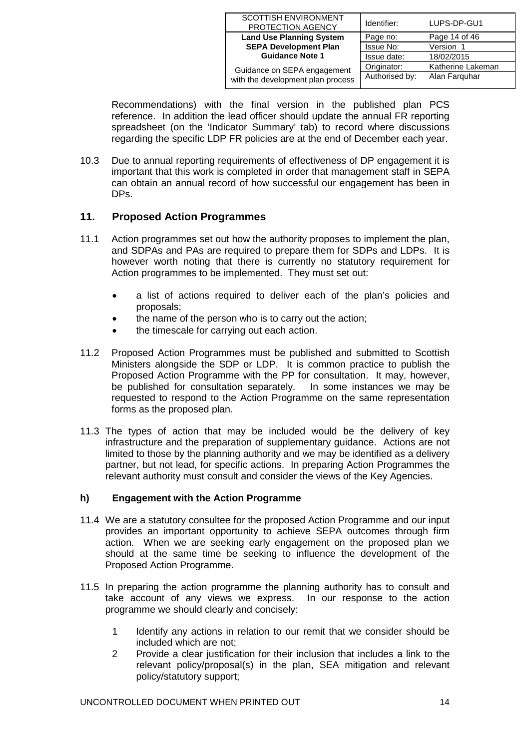Recommendations) with the final version in the published plan PCS reference. In addition the lead officer should update the annual FR reporting spreadsheet (on the 'Indicator Summary' tab) to record where discussions regarding the specific LDP FR policies are at the end of December each year.

10.3 Due to annual reporting requirements of effectiveness of DP engagement it is important that this work is completed in order that management staff in SEPA can obtain an annual record of how successful our engagement has been in DPs.

## 11. Proposed Action Programmes

11.1 Action programmes set out how the authority proposes to implement the plan, and SDPAs and PAs are required to prepare them for SDPs and LDPs. It is however worth noting that there is currently no statutory requirement for Action programmes to be implemented. They must set out:

- a list of actions required to deliver each of the plan's policies and proposals;
- the name of the person who is to carry out the action;
- the timescale for carrying out each action.

11.2 Proposed Action Programmes must be published and submitted to Scottish Ministers alongside the SDP or LDP. It is common practice to publish the Proposed Action Programme with the PP for consultation. It may, however, be published for consultation separately. In some instances we may be requested to respond to the Action Programme on the same representation forms as the proposed plan.

11.3 The types of action that may be included would be the delivery of key infrastructure and the preparation of supplementary guidance. Actions are not limited to those by the planning authority and we may be identified as a delivery partner, but not lead, for specific actions. In preparing Action Programmes the relevant authority must consult and consider the views of the Key Agencies.

### h) Engagement with the Action Programme

11.4 We are a statutory consultee for the proposed Action Programme and our input provides an important opportunity to achieve SEPA outcomes through firm action. When we are seeking early engagement on the proposed plan we should at the same time be seeking to influence the development of the Proposed Action Programme.

11.5 In preparing the action programme the planning authority has to consult and take account of any views we express. In our response to the action programme we should clearly and concisely:

1. Identify any actions in relation to our remit that we consider should be included which are not;
2. Provide a clear justification for their inclusion that includes a link to the relevant policy/proposal(s) in the plan, SEA mitigation and relevant policy/statutory support;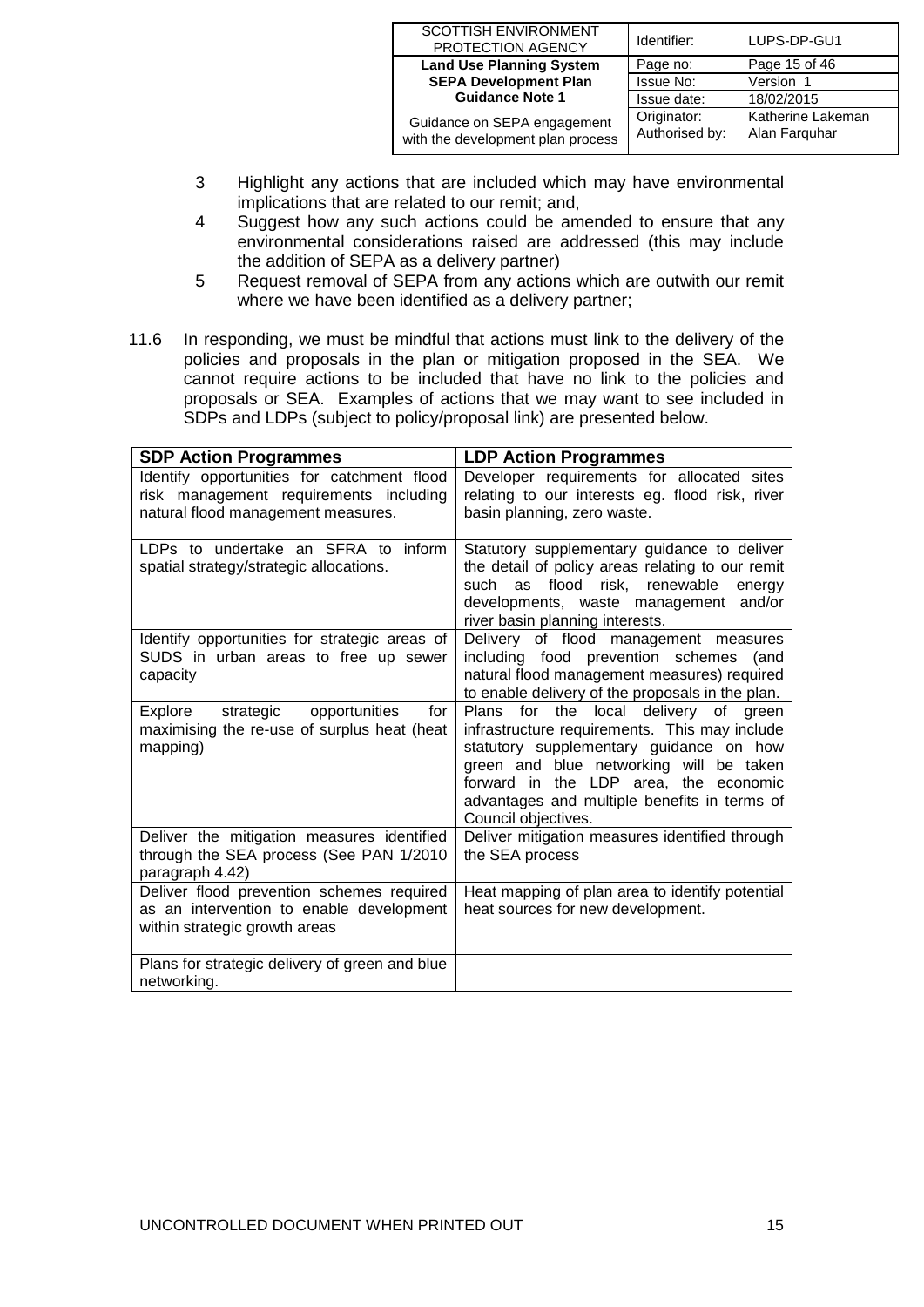3. Highlight any actions that are included which may have environmental implications that are related to our remit; and,
4. Suggest how any such actions could be amended to ensure that any environmental considerations raised are addressed (this may include the addition of SEPA as a delivery partner)
5. Request removal of SEPA from any actions which are outwith our remit where we have been identified as a delivery partner;

11.6 In responding, we must be mindful that actions must link to the delivery of the policies and proposals in the plan or mitigation proposed in the SEA. We cannot require actions to be included that have no link to the policies and proposals or SEA. Examples of actions that we may want to see included in SDPs and LDPs (subject to policy/proposal link) are presented below.

| SDP Action Programmes | LDP Action Programmes |
|---|---|
| Identify opportunities for catchment flood risk management requirements including natural flood management measures. | Developer requirements for allocated sites relating to our interests eg. flood risk, river basin planning, zero waste. |
| LDPs to undertake an SFRA to inform spatial strategy/strategic allocations. | Statutory supplementary guidance to deliver the detail of policy areas relating to our remit such as flood risk, renewable energy developments, waste management and/or river basin planning interests. |
| Identify opportunities for strategic areas of SUDS in urban areas to free up sewer capacity | Delivery of flood management measures including food prevention schemes (and natural flood management measures) required to enable delivery of the proposals in the plan. |
| Explore strategic opportunities for maximising the re-use of surplus heat (heat mapping) | Plans for the local delivery of green infrastructure requirements. This may include statutory supplementary guidance on how green and blue networking will be taken forward in the LDP area, the economic advantages and multiple benefits in terms of Council objectives. |
| Deliver the mitigation measures identified through the SEA process (See PAN 1/2010 paragraph 4.42) | Deliver mitigation measures identified through the SEA process |
| Deliver flood prevention schemes required as an intervention to enable development within strategic growth areas | Heat mapping of plan area to identify potential heat sources for new development. |
| Plans for strategic delivery of green and blue networking. | |

UNCONTROLLED DOCUMENT WHEN PRINTED OUT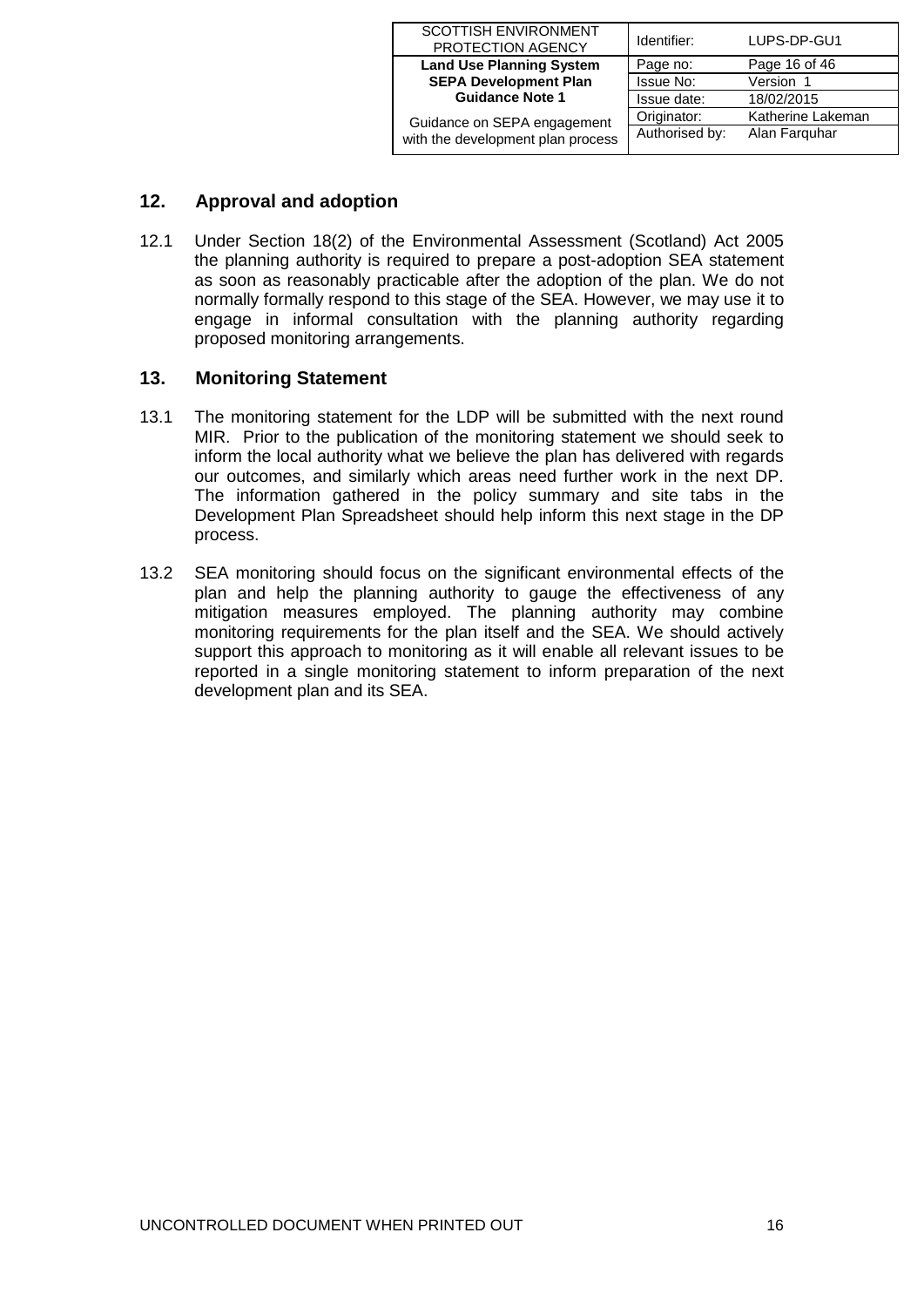## 12. Approval and adoption

12.1 Under Section 18(2) of the Environmental Assessment (Scotland) Act 2005 the planning authority is required to prepare a post-adoption SEA statement as soon as reasonably practicable after the adoption of the plan. We do not normally formally respond to this stage of the SEA. However, we may use it to engage in informal consultation with the planning authority regarding proposed monitoring arrangements.

## 13. Monitoring Statement

13.1 The monitoring statement for the LDP will be submitted with the next round MIR. Prior to the publication of the monitoring statement we should seek to inform the local authority what we believe the plan has delivered with regards our outcomes, and similarly which areas need further work in the next DP. The information gathered in the policy summary and site tabs in the Development Plan Spreadsheet should help inform this next stage in the DP process.

13.2 SEA monitoring should focus on the significant environmental effects of the plan and help the planning authority to gauge the effectiveness of any mitigation measures employed. The planning authority may combine monitoring requirements for the plan itself and the SEA. We should actively support this approach to monitoring as it will enable all relevant issues to be reported in a single monitoring statement to inform preparation of the next development plan and its SEA.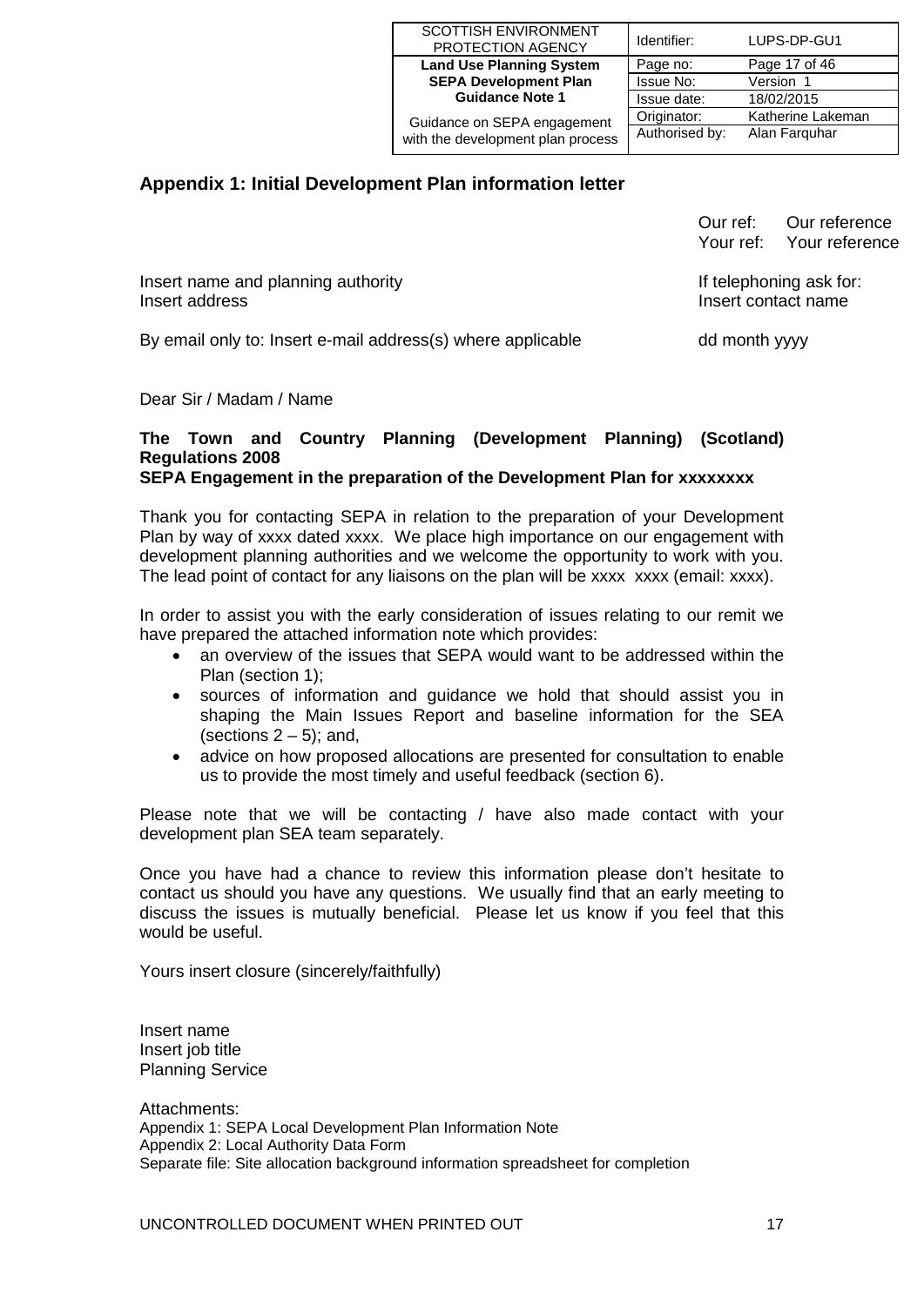## Appendix 1: Initial Development Plan information letter

Our ref: Our reference
Your ref: Your reference

Insert name and planning authority
Insert address

If telephoning ask for:
Insert contact name

By email only to: Insert e-mail address(s) where applicable

dd month yyyy

Dear Sir / Madam / Name

**The Town and Country Planning (Development Planning) (Scotland) Regulations 2008**
**SEPA Engagement in the preparation of the Development Plan for xxxxxxxx**

Thank you for contacting SEPA in relation to the preparation of your Development Plan by way of xxxx dated xxxx. We place high importance on our engagement with development planning authorities and we welcome the opportunity to work with you. The lead point of contact for any liaisons on the plan will be xxxx xxxx (email: xxxx).

In order to assist you with the early consideration of issues relating to our remit we have prepared the attached information note which provides:

- an overview of the issues that SEPA would want to be addressed within the Plan (section 1);
- sources of information and guidance we hold that should assist you in shaping the Main Issues Report and baseline information for the SEA (sections 2 – 5); and,
- advice on how proposed allocations are presented for consultation to enable us to provide the most timely and useful feedback (section 6).

Please note that we will be contacting / have also made contact with your development plan SEA team separately.

Once you have had a chance to review this information please don't hesitate to contact us should you have any questions. We usually find that an early meeting to discuss the issues is mutually beneficial. Please let us know if you feel that this would be useful.

Yours insert closure (sincerely/faithfully)

Insert name
Insert job title
Planning Service

Attachments:
Appendix 1: SEPA Local Development Plan Information Note
Appendix 2: Local Authority Data Form
Separate file: Site allocation background information spreadsheet for completion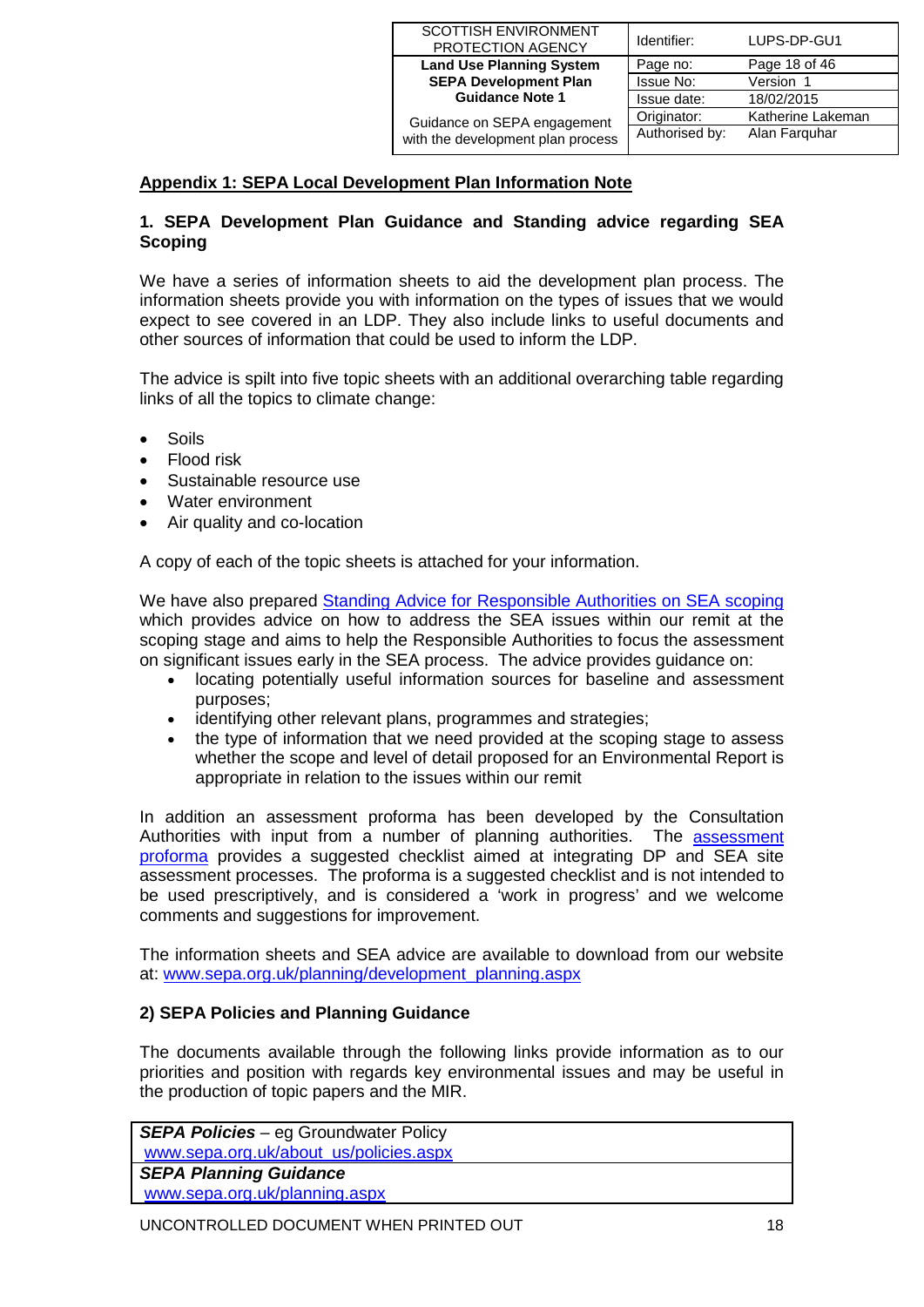## Appendix 1: SEPA Local Development Plan Information Note

### 1. SEPA Development Plan Guidance and Standing advice regarding SEA Scoping

We have a series of information sheets to aid the development plan process. The information sheets provide you with information on the types of issues that we would expect to see covered in an LDP. They also include links to useful documents and other sources of information that could be used to inform the LDP.

The advice is spilt into five topic sheets with an additional overarching table regarding links of all the topics to climate change:

- Soils
- Flood risk
- Sustainable resource use
- Water environment
- Air quality and co-location

A copy of each of the topic sheets is attached for your information.

We have also prepared Standing Advice for Responsible Authorities on SEA scoping which provides advice on how to address the SEA issues within our remit at the scoping stage and aims to help the Responsible Authorities to focus the assessment on significant issues early in the SEA process. The advice provides guidance on:

- locating potentially useful information sources for baseline and assessment purposes;
- identifying other relevant plans, programmes and strategies;
- the type of information that we need provided at the scoping stage to assess whether the scope and level of detail proposed for an Environmental Report is appropriate in relation to the issues within our remit

In addition an assessment proforma has been developed by the Consultation Authorities with input from a number of planning authorities. The assessment proforma provides a suggested checklist aimed at integrating DP and SEA site assessment processes. The proforma is a suggested checklist and is not intended to be used prescriptively, and is considered a 'work in progress' and we welcome comments and suggestions for improvement.

The information sheets and SEA advice are available to download from our website at: www.sepa.org.uk/planning/development_planning.aspx

### 2) SEPA Policies and Planning Guidance

The documents available through the following links provide information as to our priorities and position with regards key environmental issues and may be useful in the production of topic papers and the MIR.

| ***SEPA Policies*** – eg Groundwater Policy<br>www.sepa.org.uk/about_us/policies.aspx |
|---|
| ***SEPA Planning Guidance***<br>www.sepa.org.uk/planning.aspx |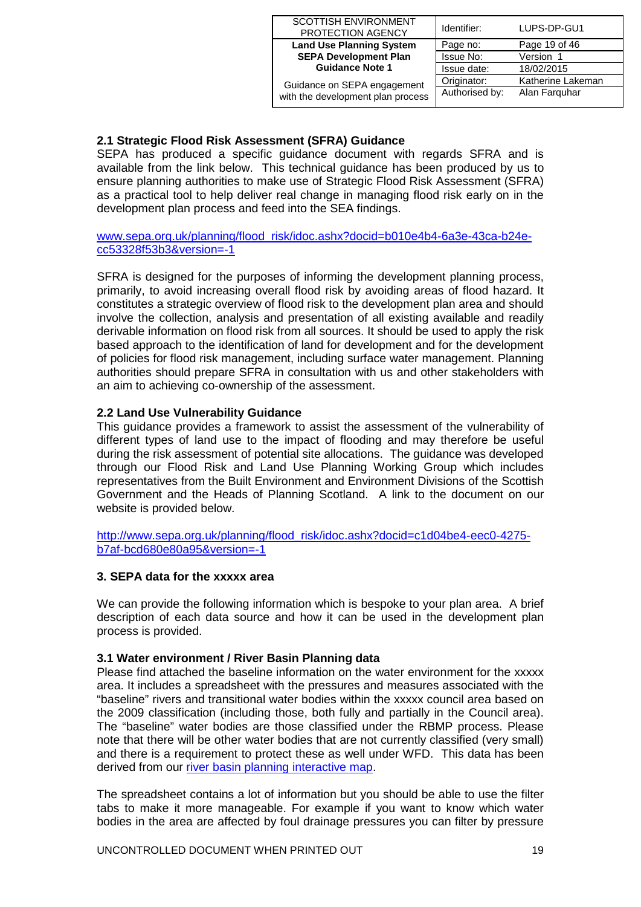### 2.1 Strategic Flood Risk Assessment (SFRA) Guidance

SEPA has produced a specific guidance document with regards SFRA and is available from the link below. This technical guidance has been produced by us to ensure planning authorities to make use of Strategic Flood Risk Assessment (SFRA) as a practical tool to help deliver real change in managing flood risk early on in the development plan process and feed into the SEA findings.

[www.sepa.org.uk/planning/flood_risk/idoc.ashx?docid=b010e4b4-6a3e-43ca-b24e-cc53328f53b3&version=-1](www.sepa.org.uk/planning/flood_risk/idoc.ashx?docid=b010e4b4-6a3e-43ca-b24e-cc53328f53b3&version=-1)

SFRA is designed for the purposes of informing the development planning process, primarily, to avoid increasing overall flood risk by avoiding areas of flood hazard. It constitutes a strategic overview of flood risk to the development plan area and should involve the collection, analysis and presentation of all existing available and readily derivable information on flood risk from all sources. It should be used to apply the risk based approach to the identification of land for development and for the development of policies for flood risk management, including surface water management. Planning authorities should prepare SFRA in consultation with us and other stakeholders with an aim to achieving co-ownership of the assessment.

### 2.2 Land Use Vulnerability Guidance

This guidance provides a framework to assist the assessment of the vulnerability of different types of land use to the impact of flooding and may therefore be useful during the risk assessment of potential site allocations. The guidance was developed through our Flood Risk and Land Use Planning Working Group which includes representatives from the Built Environment and Environment Divisions of the Scottish Government and the Heads of Planning Scotland. A link to the document on our website is provided below.

[http://www.sepa.org.uk/planning/flood_risk/idoc.ashx?docid=c1d04be4-eec0-4275-b7af-bcd680e80a95&version=-1](http://www.sepa.org.uk/planning/flood_risk/idoc.ashx?docid=c1d04be4-eec0-4275-b7af-bcd680e80a95&version=-1)

## 3. SEPA data for the xxxxx area

We can provide the following information which is bespoke to your plan area. A brief description of each data source and how it can be used in the development plan process is provided.

### 3.1 Water environment / River Basin Planning data

Please find attached the baseline information on the water environment for the xxxxx area. It includes a spreadsheet with the pressures and measures associated with the "baseline" rivers and transitional water bodies within the xxxxx council area based on the 2009 classification (including those, both fully and partially in the Council area). The "baseline" water bodies are those classified under the RBMP process. Please note that there will be other water bodies that are not currently classified (very small) and there is a requirement to protect these as well under WFD. This data has been derived from our river basin planning interactive map.

The spreadsheet contains a lot of information but you should be able to use the filter tabs to make it more manageable. For example if you want to know which water bodies in the area are affected by foul drainage pressures you can filter by pressure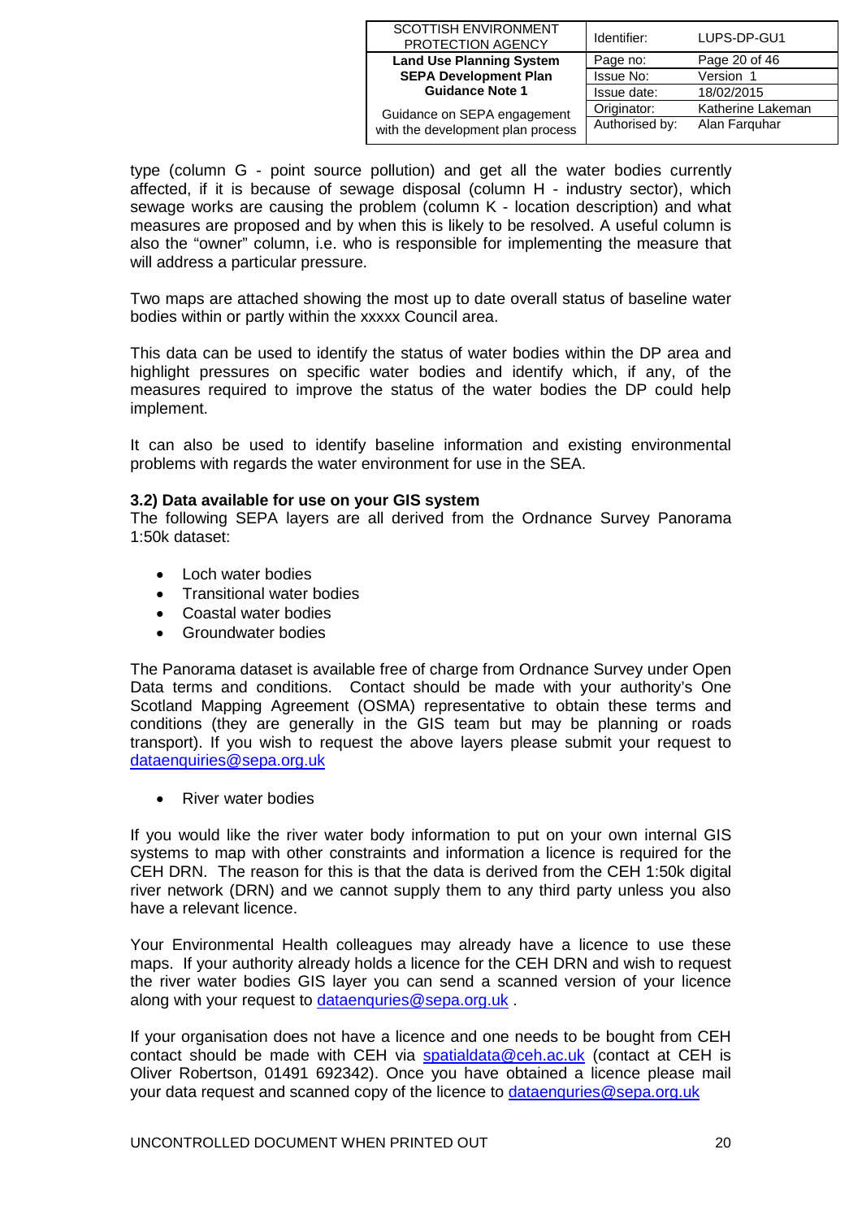type (column G - point source pollution) and get all the water bodies currently affected, if it is because of sewage disposal (column H - industry sector), which sewage works are causing the problem (column K - location description) and what measures are proposed and by when this is likely to be resolved. A useful column is also the "owner" column, i.e. who is responsible for implementing the measure that will address a particular pressure.

Two maps are attached showing the most up to date overall status of baseline water bodies within or partly within the xxxxx Council area.

This data can be used to identify the status of water bodies within the DP area and highlight pressures on specific water bodies and identify which, if any, of the measures required to improve the status of the water bodies the DP could help implement.

It can also be used to identify baseline information and existing environmental problems with regards the water environment for use in the SEA.

### 3.2) Data available for use on your GIS system

The following SEPA layers are all derived from the Ordnance Survey Panorama 1:50k dataset:

- Loch water bodies
- Transitional water bodies
- Coastal water bodies
- Groundwater bodies

The Panorama dataset is available free of charge from Ordnance Survey under Open Data terms and conditions. Contact should be made with your authority's One Scotland Mapping Agreement (OSMA) representative to obtain these terms and conditions (they are generally in the GIS team but may be planning or roads transport). If you wish to request the above layers please submit your request to dataenquiries@sepa.org.uk

- River water bodies

If you would like the river water body information to put on your own internal GIS systems to map with other constraints and information a licence is required for the CEH DRN. The reason for this is that the data is derived from the CEH 1:50k digital river network (DRN) and we cannot supply them to any third party unless you also have a relevant licence.

Your Environmental Health colleagues may already have a licence to use these maps. If your authority already holds a licence for the CEH DRN and wish to request the river water bodies GIS layer you can send a scanned version of your licence along with your request to dataenqnuries@sepa.org.uk .

If your organisation does not have a licence and one needs to be bought from CEH contact should be made with CEH via spatialdata@ceh.ac.uk (contact at CEH is Oliver Robertson, 01491 692342). Once you have obtained a licence please mail your data request and scanned copy of the licence to dataenqnuries@sepa.org.uk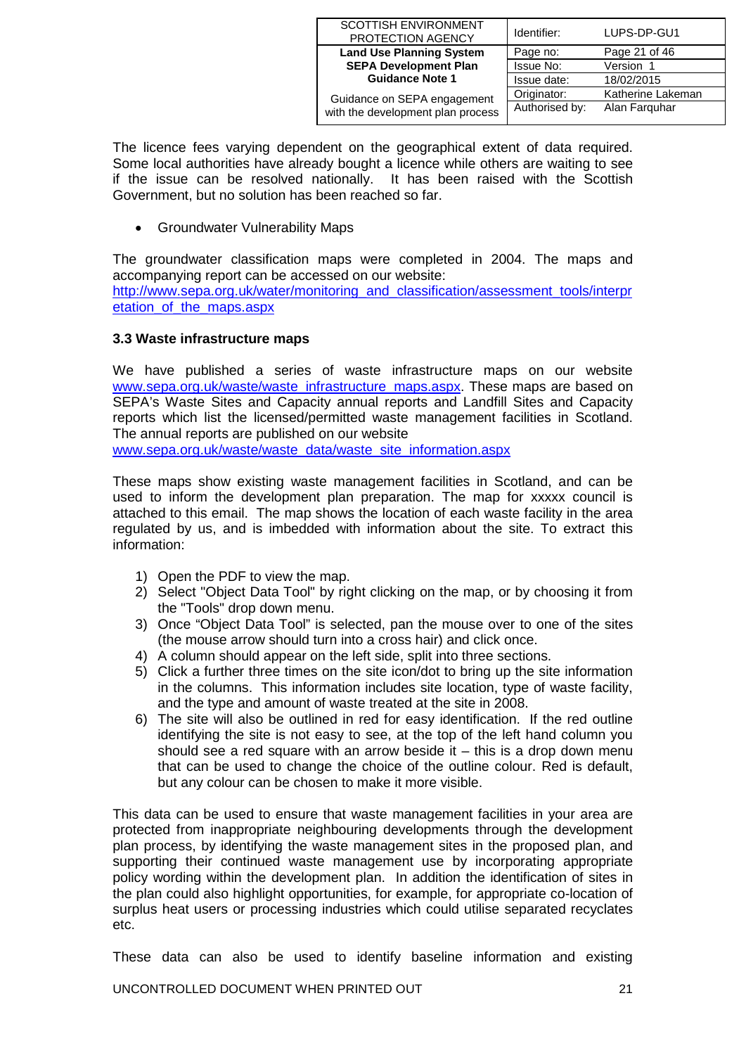The licence fees varying dependent on the geographical extent of data required. Some local authorities have already bought a licence while others are waiting to see if the issue can be resolved nationally. It has been raised with the Scottish Government, but no solution has been reached so far.

- Groundwater Vulnerability Maps

The groundwater classification maps were completed in 2004. The maps and accompanying report can be accessed on our website: http://www.sepa.org.uk/water/monitoring_and_classification/assessment_tools/interpretation_of_the_maps.aspx

### 3.3 Waste infrastructure maps

We have published a series of waste infrastructure maps on our website www.sepa.org.uk/waste/waste_infrastructure_maps.aspx. These maps are based on SEPA's Waste Sites and Capacity annual reports and Landfill Sites and Capacity reports which list the licensed/permitted waste management facilities in Scotland. The annual reports are published on our website www.sepa.org.uk/waste/waste_data/waste_site_information.aspx

These maps show existing waste management facilities in Scotland, and can be used to inform the development plan preparation. The map for xxxxx council is attached to this email. The map shows the location of each waste facility in the area regulated by us, and is imbedded with information about the site. To extract this information:

1) Open the PDF to view the map.
2) Select "Object Data Tool" by right clicking on the map, or by choosing it from the "Tools" drop down menu.
3) Once "Object Data Tool" is selected, pan the mouse over to one of the sites (the mouse arrow should turn into a cross hair) and click once.
4) A column should appear on the left side, split into three sections.
5) Click a further three times on the site icon/dot to bring up the site information in the columns. This information includes site location, type of waste facility, and the type and amount of waste treated at the site in 2008.
6) The site will also be outlined in red for easy identification. If the red outline identifying the site is not easy to see, at the top of the left hand column you should see a red square with an arrow beside it – this is a drop down menu that can be used to change the choice of the outline colour. Red is default, but any colour can be chosen to make it more visible.

This data can be used to ensure that waste management facilities in your area are protected from inappropriate neighbouring developments through the development plan process, by identifying the waste management sites in the proposed plan, and supporting their continued waste management use by incorporating appropriate policy wording within the development plan. In addition the identification of sites in the plan could also highlight opportunities, for example, for appropriate co-location of surplus heat users or processing industries which could utilise separated recyclates etc.

These data can also be used to identify baseline information and existing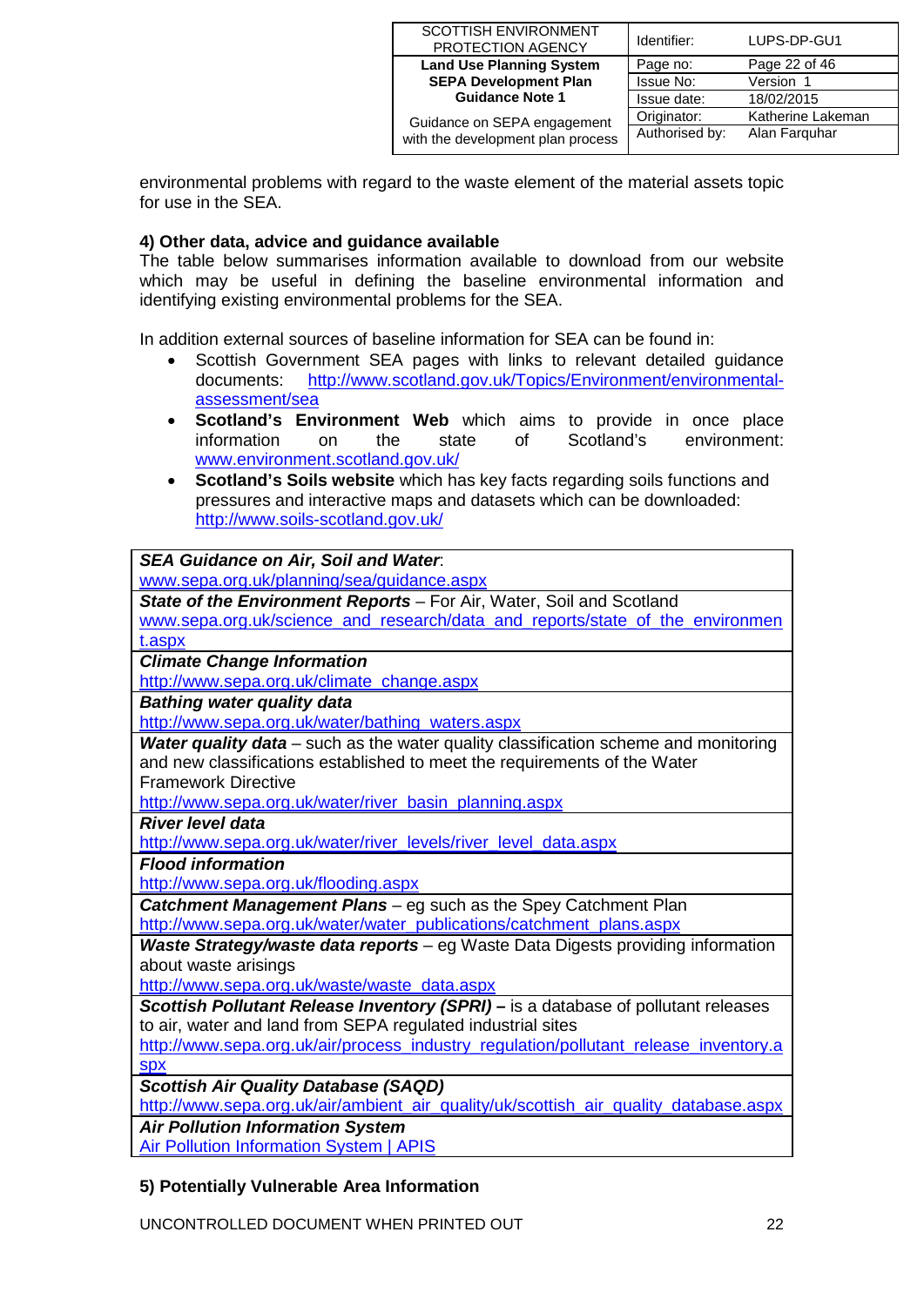environmental problems with regard to the waste element of the material assets topic for use in the SEA.

**4) Other data, advice and guidance available**

The table below summarises information available to download from our website which may be useful in defining the baseline environmental information and identifying existing environmental problems for the SEA.

In addition external sources of baseline information for SEA can be found in:

- Scottish Government SEA pages with links to relevant detailed guidance documents: http://www.scotland.gov.uk/Topics/Environment/environmental-assessment/sea
- **Scotland's Environment Web** which aims to provide in once place information on the state of Scotland's environment: www.environment.scotland.gov.uk/
- **Scotland's Soils website** which has key facts regarding soils functions and pressures and interactive maps and datasets which can be downloaded: http://www.soils-scotland.gov.uk/

| |
|---|
| ***SEA Guidance on Air, Soil and Water***: www.sepa.org.uk/planning/sea/guidance.aspx |
| ***State of the Environment Reports*** – For Air, Water, Soil and Scotland www.sepa.org.uk/science_and_research/data_and_reports/state_of_the_environment.aspx |
| ***Climate Change Information*** http://www.sepa.org.uk/climate_change.aspx |
| ***Bathing water quality data*** http://www.sepa.org.uk/water/bathing_waters.aspx |
| ***Water quality data*** – such as the water quality classification scheme and monitoring and new classifications established to meet the requirements of the Water Framework Directive http://www.sepa.org.uk/water/river_basin_planning.aspx |
| ***River level data*** http://www.sepa.org.uk/water/river_levels/river_level_data.aspx |
| ***Flood information*** http://www.sepa.org.uk/flooding.aspx |
| ***Catchment Management Plans*** – eg such as the Spey Catchment Plan http://www.sepa.org.uk/water/water_publications/catchment_plans.aspx |
| ***Waste Strategy/waste data reports*** – eg Waste Data Digests providing information about waste arisings http://www.sepa.org.uk/waste/waste_data.aspx |
| ***Scottish Pollutant Release Inventory (SPRI) –*** is a database of pollutant releases to air, water and land from SEPA regulated industrial sites http://www.sepa.org.uk/air/process_industry_regulation/pollutant_release_inventory.aspx |
| ***Scottish Air Quality Database (SAQD)*** http://www.sepa.org.uk/air/ambient_air_quality/uk/scottish_air_quality_database.aspx |
| ***Air Pollution Information System*** Air Pollution Information System \| APIS |

**5) Potentially Vulnerable Area Information**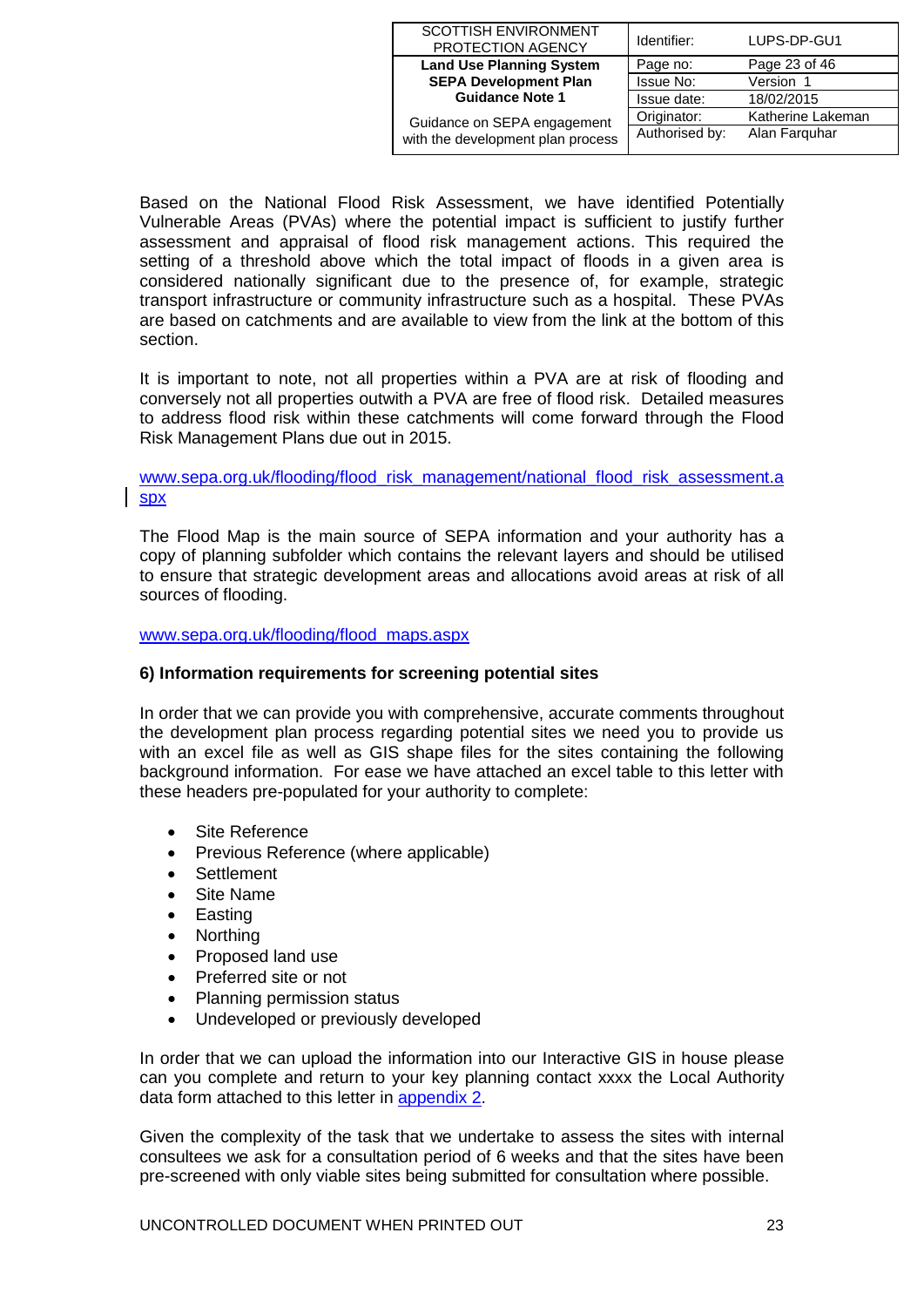Based on the National Flood Risk Assessment, we have identified Potentially Vulnerable Areas (PVAs) where the potential impact is sufficient to justify further assessment and appraisal of flood risk management actions. This required the setting of a threshold above which the total impact of floods in a given area is considered nationally significant due to the presence of, for example, strategic transport infrastructure or community infrastructure such as a hospital. These PVAs are based on catchments and are available to view from the link at the bottom of this section.

It is important to note, not all properties within a PVA are at risk of flooding and conversely not all properties outwith a PVA are free of flood risk. Detailed measures to address flood risk within these catchments will come forward through the Flood Risk Management Plans due out in 2015.

www.sepa.org.uk/flooding/flood_risk_management/national_flood_risk_assessment.aspx

The Flood Map is the main source of SEPA information and your authority has a copy of planning subfolder which contains the relevant layers and should be utilised to ensure that strategic development areas and allocations avoid areas at risk of all sources of flooding.

www.sepa.org.uk/flooding/flood_maps.aspx

**6) Information requirements for screening potential sites**

In order that we can provide you with comprehensive, accurate comments throughout the development plan process regarding potential sites we need you to provide us with an excel file as well as GIS shape files for the sites containing the following background information. For ease we have attached an excel table to this letter with these headers pre-populated for your authority to complete:

- Site Reference
- Previous Reference (where applicable)
- Settlement
- Site Name
- Easting
- Northing
- Proposed land use
- Preferred site or not
- Planning permission status
- Undeveloped or previously developed

In order that we can upload the information into our Interactive GIS in house please can you complete and return to your key planning contact xxxx the Local Authority data form attached to this letter in appendix 2.

Given the complexity of the task that we undertake to assess the sites with internal consultees we ask for a consultation period of 6 weeks and that the sites have been pre-screened with only viable sites being submitted for consultation where possible.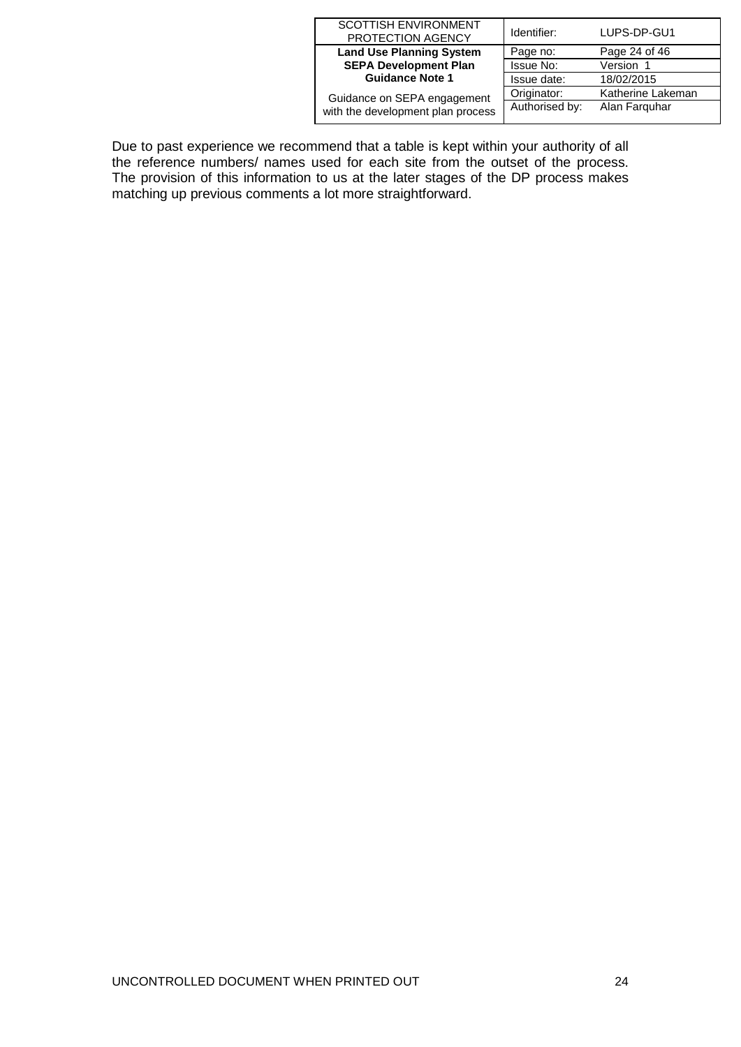Due to past experience we recommend that a table is kept within your authority of all the reference numbers/ names used for each site from the outset of the process. The provision of this information to us at the later stages of the DP process makes matching up previous comments a lot more straightforward.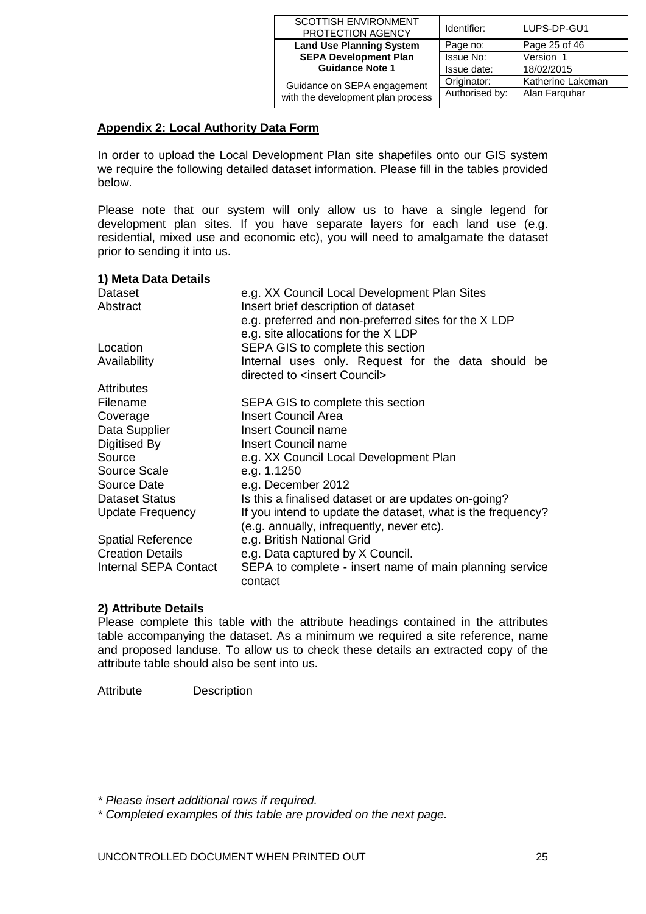## Appendix 2: Local Authority Data Form

In order to upload the Local Development Plan site shapefiles onto our GIS system we require the following detailed dataset information. Please fill in the tables provided below.

Please note that our system will only allow us to have a single legend for development plan sites. If you have separate layers for each land use (e.g. residential, mixed use and economic etc), you will need to amalgamate the dataset prior to sending it into us.

### 1) Meta Data Details

| | |
|---|---|
| Dataset | e.g. XX Council Local Development Plan Sites |
| Abstract | Insert brief description of dataset<br>e.g. preferred and non-preferred sites for the X LDP<br>e.g. site allocations for the X LDP |
| Location | SEPA GIS to complete this section |
| Availability | Internal uses only. Request for the data should be directed to <insert Council> |
| Attributes | |
| Filename | SEPA GIS to complete this section |
| Coverage | Insert Council Area |
| Data Supplier | Insert Council name |
| Digitised By | Insert Council name |
| Source | e.g. XX Council Local Development Plan |
| Source Scale | e.g. 1.1250 |
| Source Date | e.g. December 2012 |
| Dataset Status | Is this a finalised dataset or are updates on-going? |
| Update Frequency | If you intend to update the dataset, what is the frequency? (e.g. annually, infrequently, never etc). |
| Spatial Reference | e.g. British National Grid |
| Creation Details | e.g. Data captured by X Council. |
| Internal SEPA Contact | SEPA to complete - insert name of main planning service contact |

### 2) Attribute Details

Please complete this table with the attribute headings contained in the attributes table accompanying the dataset. As a minimum we required a site reference, name and proposed landuse. To allow us to check these details an extracted copy of the attribute table should also be sent into us.

| Attribute | Description |
|---|---|
| | |

*\* Please insert additional rows if required.*

*\* Completed examples of this table are provided on the next page.*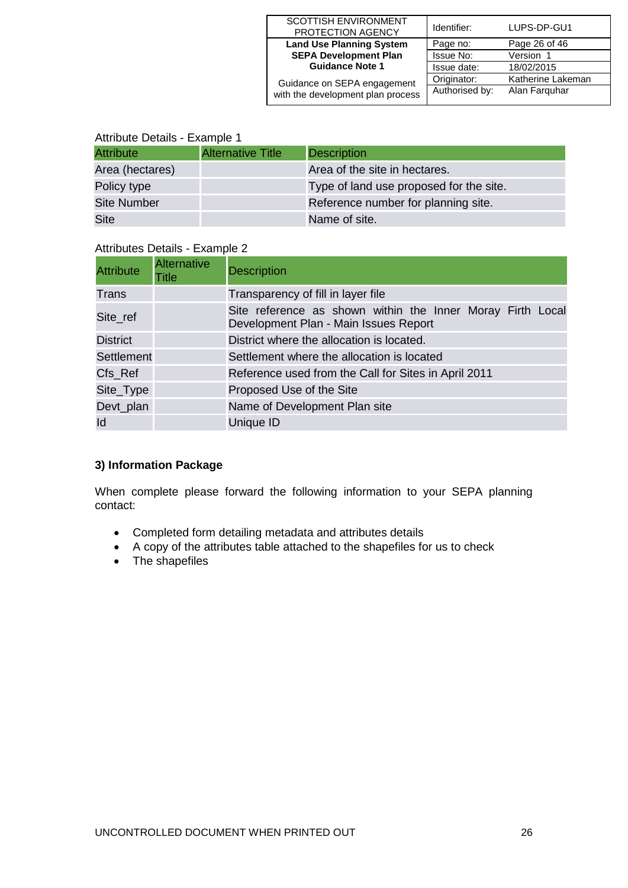Attribute Details - Example 1

| Attribute | Alternative Title | Description |
| --- | --- | --- |
| Area (hectares) | | Area of the site in hectares. |
| Policy type | | Type of land use proposed for the site. |
| Site Number | | Reference number for planning site. |
| Site | | Name of site. |

Attributes Details - Example 2

| Attribute | Alternative Title | Description |
| --- | --- | --- |
| Trans | | Transparency of fill in layer file |
| Site_ref | | Site reference as shown within the Inner Moray Firth Local Development Plan - Main Issues Report |
| District | | District where the allocation is located. |
| Settlement | | Settlement where the allocation is located |
| Cfs_Ref | | Reference used from the Call for Sites in April 2011 |
| Site_Type | | Proposed Use of the Site |
| Devt_plan | | Name of Development Plan site |
| Id | | Unique ID |

### 3) Information Package

When complete please forward the following information to your SEPA planning contact:

- Completed form detailing metadata and attributes details
- A copy of the attributes table attached to the shapefiles for us to check
- The shapefiles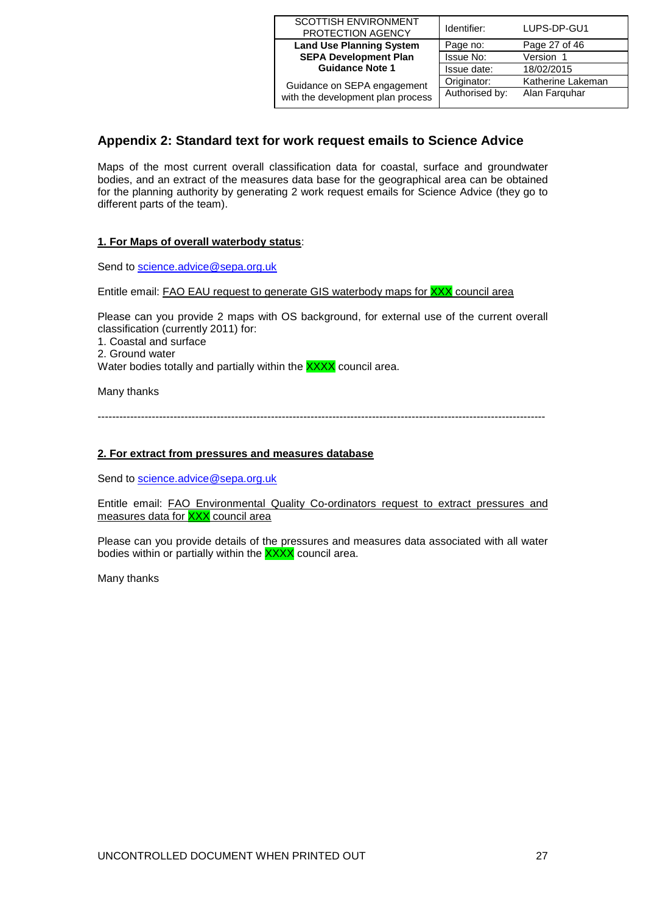## Appendix 2: Standard text for work request emails to Science Advice

Maps of the most current overall classification data for coastal, surface and groundwater bodies, and an extract of the measures data base for the geographical area can be obtained for the planning authority by generating 2 work request emails for Science Advice (they go to different parts of the team).

**1. For Maps of overall waterbody status**:

Send to science.advice@sepa.org.uk

Entitle email: FAO EAU request to generate GIS waterbody maps for XXX council area

Please can you provide 2 maps with OS background, for external use of the current overall classification (currently 2011) for:

1. Coastal and surface
2. Ground water

Water bodies totally and partially within the XXXX council area.

Many thanks

---

**2. For extract from pressures and measures database**

Send to science.advice@sepa.org.uk

Entitle email: FAO Environmental Quality Co-ordinators request to extract pressures and measures data for XXX council area

Please can you provide details of the pressures and measures data associated with all water bodies within or partially within the XXXX council area.

Many thanks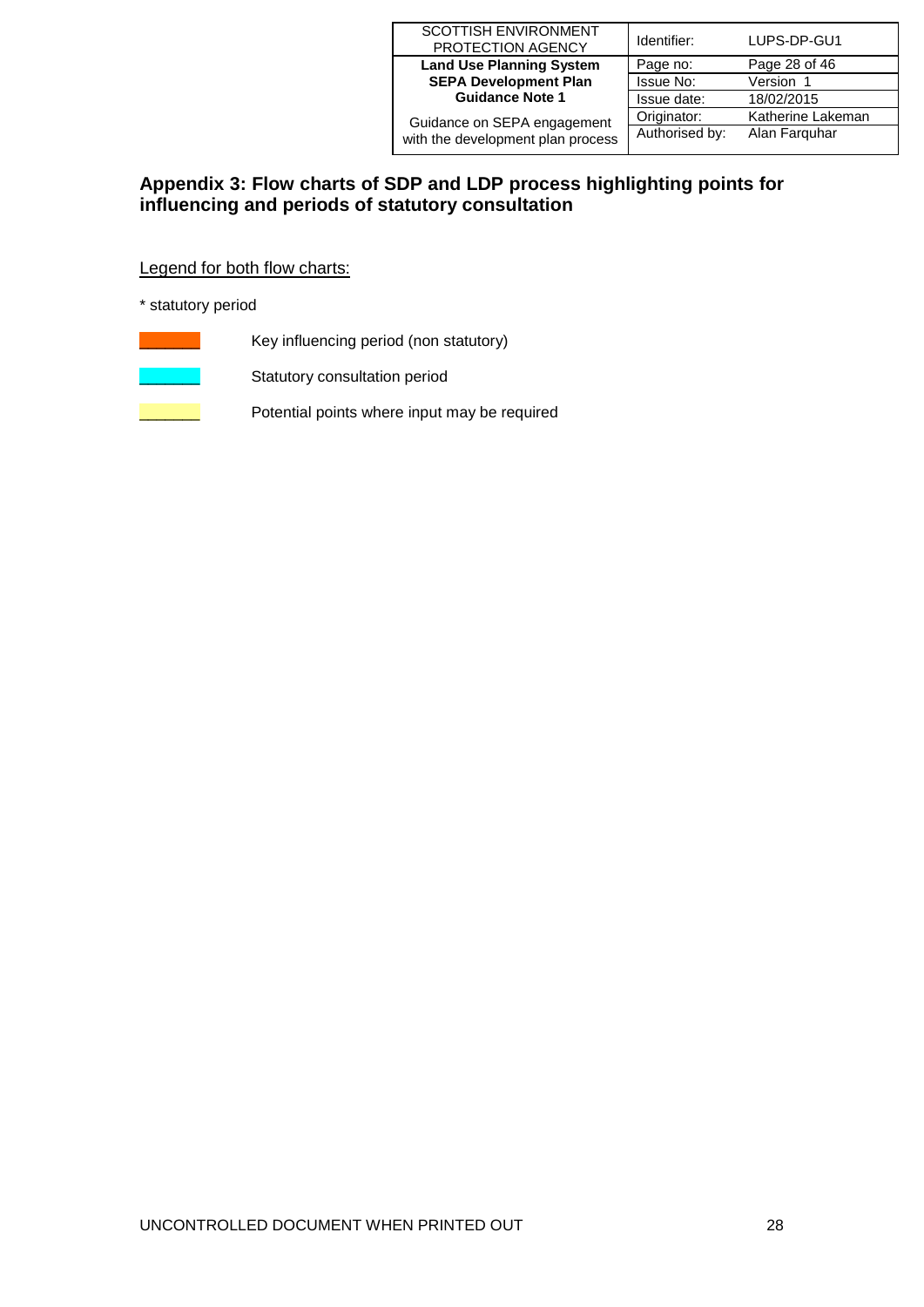## Appendix 3: Flow charts of SDP and LDP process highlighting points for influencing and periods of statutory consultation

Legend for both flow charts:

* statutory period

Key influencing period (non statutory)

Statutory consultation period

Potential points where input may be required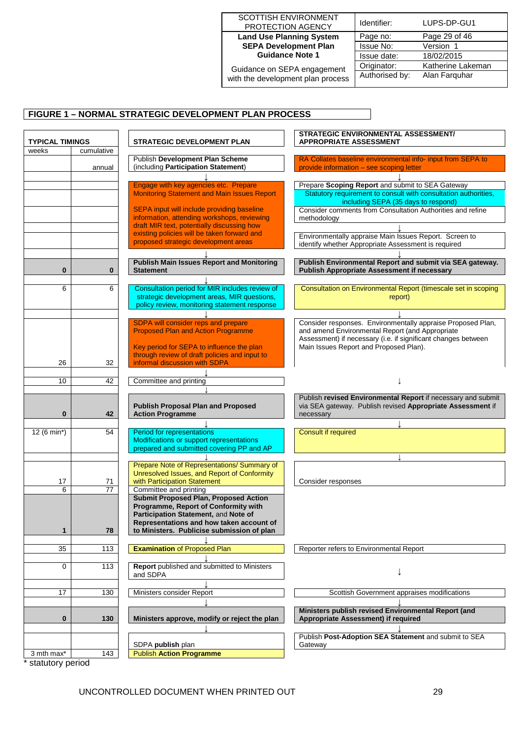## FIGURE 1 – NORMAL STRATEGIC DEVELOPMENT PLAN PROCESS

| TYPICAL TIMINGS – weeks | TYPICAL TIMINGS – cumulative | STRATEGIC DEVELOPMENT PLAN | STRATEGIC ENVIRONMENTAL ASSESSMENT/ APPROPRIATE ASSESSMENT |
|---|---|---|---|
| | annual | Publish **Development Plan Scheme** (including **Participation Statement**) | RA Collates baseline environmental info- input from SEPA to provide information – see scoping letter |
| | | ↓ | ↓ |
| | | Engage with key agencies etc. Prepare Monitoring Statement and Main Issues Report<br><br>SEPA input will include providing baseline information, attending workshops, reviewing draft MIR text, potentially discussing how existing policies will be taken forward and proposed strategic development areas | Prepare **Scoping Report** and submit to SEA Gateway<br>Statutory requirement to consult with consultation authorities, including SEPA (35 days to respond)<br>Consider comments from Consultation Authorities and refine methodology<br>↓<br>Environmentally appraise Main Issues Report. Screen to identify whether Appropriate Assessment is required |
| | | ↓ | ↓ |
| **0** | **0** | **Publish Main Issues Report and Monitoring Statement** | **Publish Environmental Report and submit via SEA gateway. Publish Appropriate Assessment if necessary** |
| | | ↓ | |
| 6 | 6 | Consultation period for MIR includes review of strategic development areas, MIR questions, policy review, monitoring statement response | Consultation on Environmental Report (timescale set in scoping report) |
| | | ↓ | ↓ |
| 26 | 32 | SDPA will consider reps and prepare Proposed Plan and Action Programme<br><br>Key period for SEPA to influence the plan through review of draft policies and input to informal discussion with SDPA | Consider responses. Environmentally appraise Proposed Plan, and amend Environmental Report (and Appropriate Assessment) if necessary (i.e. if significant changes between Main Issues Report and Proposed Plan). |
| | | ↓ | |
| 10 | 42 | Committee and printing | ↓ |
| | | ↓ | |
| **0** | **42** | **Publish Proposal Plan and Proposed Action Programme** | Publish **revised Environmental Report** if necessary and submit via SEA gateway. Publish revised **Appropriate Assessment** if necessary |
| | | ↓ | ↓ |
| 12 (6 min*) | 54 | Period for representations<br>Modifications or support representations prepared and submitted covering PP and AP | Consult if required |
| | | ↓ | ↓ |
| 17 | 71 | Prepare Note of Representations/ Summary of Unresolved Issues, and Report of Conformity with Participation Statement | Consider responses |
| 6 | 77 | Committee and printing | |
| **1** | **78** | **Submit Proposed Plan, Proposed Action Programme, Report of Conformity with Participation Statement,** and **Note of Representations and how taken account of to Ministers. Publicise submission of plan** | |
| | | ↓ | |
| 35 | 113 | **Examination** of Proposed Plan | Reporter refers to Environmental Report |
| | | ↓ | |
| 0 | 113 | **Report** published and submitted to Ministers and SDPA | ↓ |
| | | ↓ | |
| 17 | 130 | Ministers consider Report | Scottish Government appraises modifications |
| | | ↓ | ↓ |
| **0** | **130** | **Ministers approve, modify or reject the plan** | **Ministers publish revised Environmental Report (and Appropriate Assessment) if required** |
| | | ↓ | ↓ |
| | | SDPA **publish** plan | Publish **Post-Adoption SEA Statement** and submit to SEA Gateway |
| 3 mth max* | 143 | Publish **Action Programme** | |

\* statutory period

UNCONTROLLED DOCUMENT WHEN PRINTED OUT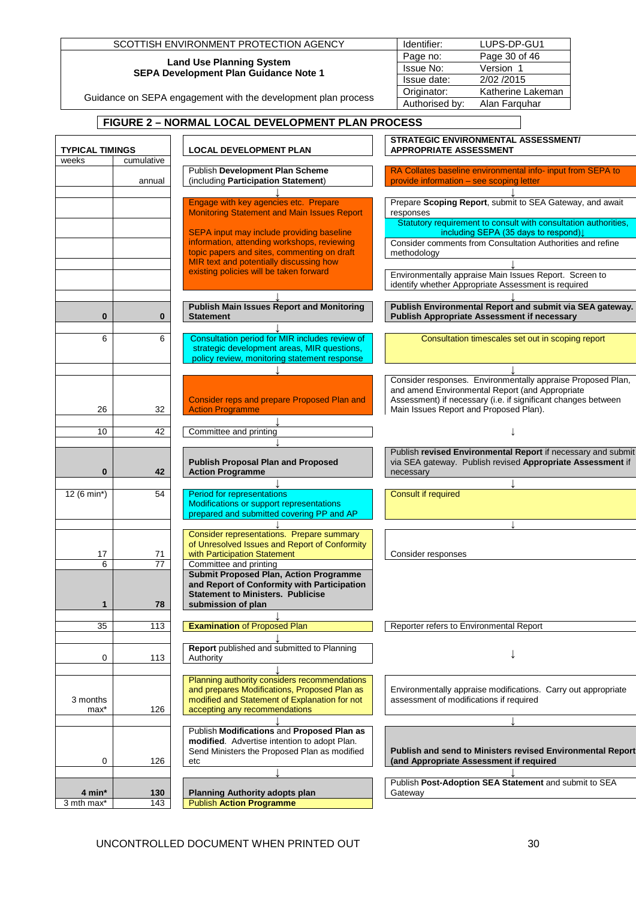| SCOTTISH ENVIRONMENT PROTECTION AGENCY | Identifier: | LUPS-DP-GU1 |
|---|---|---|
| **Land Use Planning System** **SEPA Development Plan Guidance Note 1** | Page no: | Page 30 of 46 |
| | Issue No: | Version 1 |
| | Issue date: | 2/02 /2015 |
| Guidance on SEPA engagement with the development plan process | Originator: | Katherine Lakeman |
| | Authorised by: | Alan Farquhar |

## FIGURE 2 – NORMAL LOCAL DEVELOPMENT PLAN PROCESS

| TYPICAL TIMINGS weeks | cumulative | LOCAL DEVELOPMENT PLAN | STRATEGIC ENVIRONMENTAL ASSESSMENT/ APPROPRIATE ASSESSMENT |
|---|---|---|---|
| | annual | Publish **Development Plan Scheme** (including **Participation Statement**) | RA Collates baseline environmental info- input from SEPA to provide information – see scoping letter |
| | | ↓ | ↓ |
| | | Engage with key agencies etc. Prepare Monitoring Statement and Main Issues Report<br><br>SEPA input may include providing baseline information, attending workshops, reviewing topic papers and sites, commenting on draft MIR text and potentially discussing how existing policies will be taken forward | Prepare **Scoping Report**, submit to SEA Gateway, and await responses<br>Statutory requirement to consult with consultation authorities, including SEPA (35 days to respond)↓<br>Consider comments from Consultation Authorities and refine methodology<br>↓<br>Environmentally appraise Main Issues Report. Screen to identify whether Appropriate Assessment is required |
| | | ↓ | ↓ |
| **0** | **0** | **Publish Main Issues Report and Monitoring Statement** | **Publish Environmental Report and submit via SEA gateway. Publish Appropriate Assessment if necessary** |
| | | ↓ | |
| 6 | 6 | Consultation period for MIR includes review of strategic development areas, MIR questions, policy review, monitoring statement response | Consultation timescales set out in scoping report |
| | | ↓ | ↓ |
| 26 | 32 | Consider reps and prepare Proposed Plan and Action Programme | Consider responses. Environmentally appraise Proposed Plan, and amend Environmental Report (and Appropriate Assessment) if necessary (i.e. if significant changes between Main Issues Report and Proposed Plan). |
| | | ↓ | |
| 10 | 42 | Committee and printing | ↓ |
| | | ↓ | |
| **0** | **42** | **Publish Proposal Plan and Proposed Action Programme** | Publish **revised Environmental Report** if necessary and submit via SEA gateway. Publish revised **Appropriate Assessment** if necessary |
| | | ↓ | ↓ |
| 12 (6 min*) | 54 | Period for representations<br>Modifications or support representations prepared and submitted covering PP and AP | Consult if required |
| | | ↓ | ↓ |
| 17 | 71 | Consider representations. Prepare summary of Unresolved Issues and Report of Conformity with Participation Statement | Consider responses |
| 6 | 77 | Committee and printing | |
| **1** | **78** | **Submit Proposed Plan, Action Programme and Report of Conformity with Participation Statement to Ministers. Publicise submission of plan** | |
| | | ↓ | |
| 35 | 113 | **Examination** of Proposed Plan | Reporter refers to Environmental Report |
| | | ↓ | |
| 0 | 113 | **Report** published and submitted to Planning Authority | ↓ |
| | | ↓ | |
| 3 months max* | 126 | Planning authority considers recommendations and prepares Modifications, Proposed Plan as modified and Statement of Explanation for not accepting any recommendations | Environmentally appraise modifications. Carry out appropriate assessment of modifications if required |
| | | ↓ | ↓ |
| 0 | 126 | Publish **Modifications** and **Proposed Plan as modified**. Advertise intention to adopt Plan. Send Ministers the Proposed Plan as modified etc | **Publish and send to Ministers revised Environmental Report (and Appropriate Assessment if required** |
| | | ↓ | ↓ |
| **4 min*** | **130** | **Planning Authority adopts plan** | Publish **Post-Adoption SEA Statement** and submit to SEA Gateway |
| 3 mth max* | 143 | **Publish Action Programme** | |

UNCONTROLLED DOCUMENT WHEN PRINTED OUT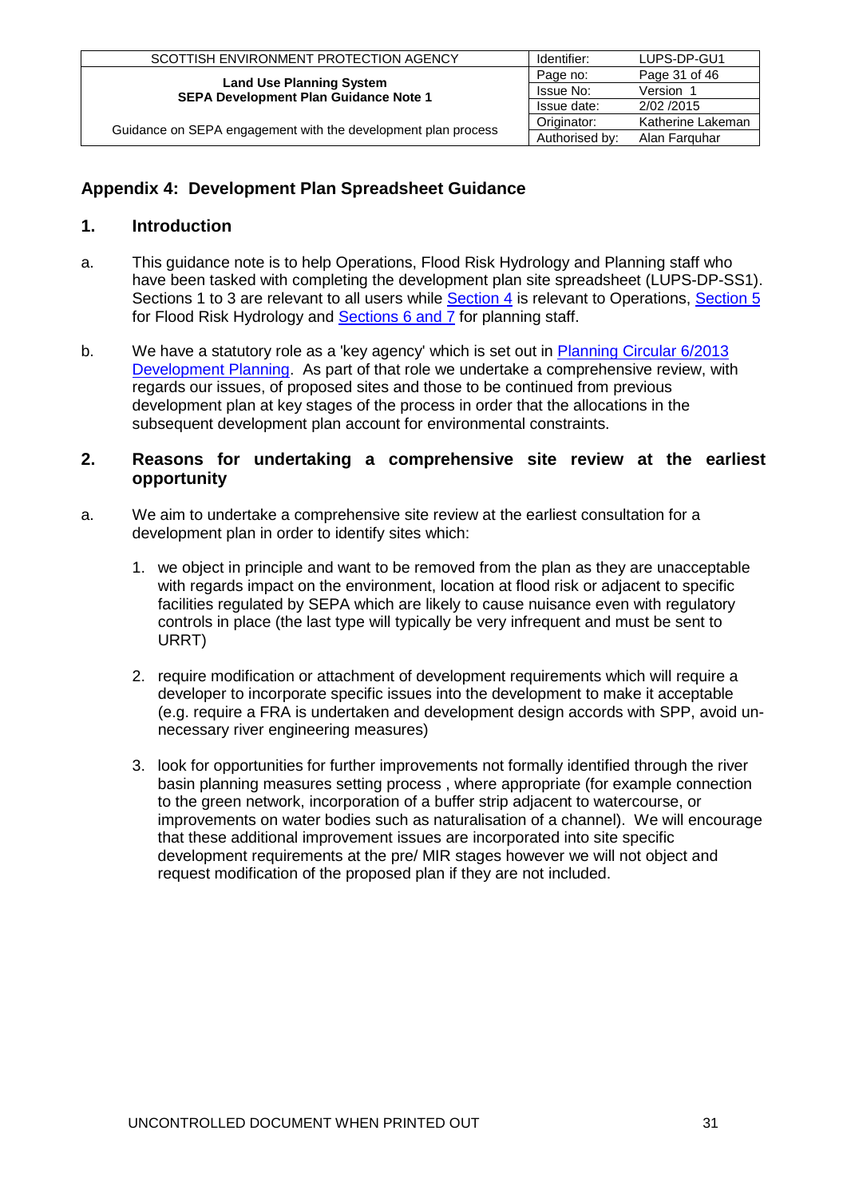## Appendix 4: Development Plan Spreadsheet Guidance

### 1. Introduction

a. This guidance note is to help Operations, Flood Risk Hydrology and Planning staff who have been tasked with completing the development plan site spreadsheet (LUPS-DP-SS1). Sections 1 to 3 are relevant to all users while Section 4 is relevant to Operations, Section 5 for Flood Risk Hydrology and Sections 6 and 7 for planning staff.

b. We have a statutory role as a 'key agency' which is set out in Planning Circular 6/2013 Development Planning. As part of that role we undertake a comprehensive review, with regards our issues, of proposed sites and those to be continued from previous development plan at key stages of the process in order that the allocations in the subsequent development plan account for environmental constraints.

### 2. Reasons for undertaking a comprehensive site review at the earliest opportunity

a. We aim to undertake a comprehensive site review at the earliest consultation for a development plan in order to identify sites which:

1. we object in principle and want to be removed from the plan as they are unacceptable with regards impact on the environment, location at flood risk or adjacent to specific facilities regulated by SEPA which are likely to cause nuisance even with regulatory controls in place (the last type will typically be very infrequent and must be sent to URRT)

2. require modification or attachment of development requirements which will require a developer to incorporate specific issues into the development to make it acceptable (e.g. require a FRA is undertaken and development design accords with SPP, avoid un-necessary river engineering measures)

3. look for opportunities for further improvements not formally identified through the river basin planning measures setting process , where appropriate (for example connection to the green network, incorporation of a buffer strip adjacent to watercourse, or improvements on water bodies such as naturalisation of a channel). We will encourage that these additional improvement issues are incorporated into site specific development requirements at the pre/ MIR stages however we will not object and request modification of the proposed plan if they are not included.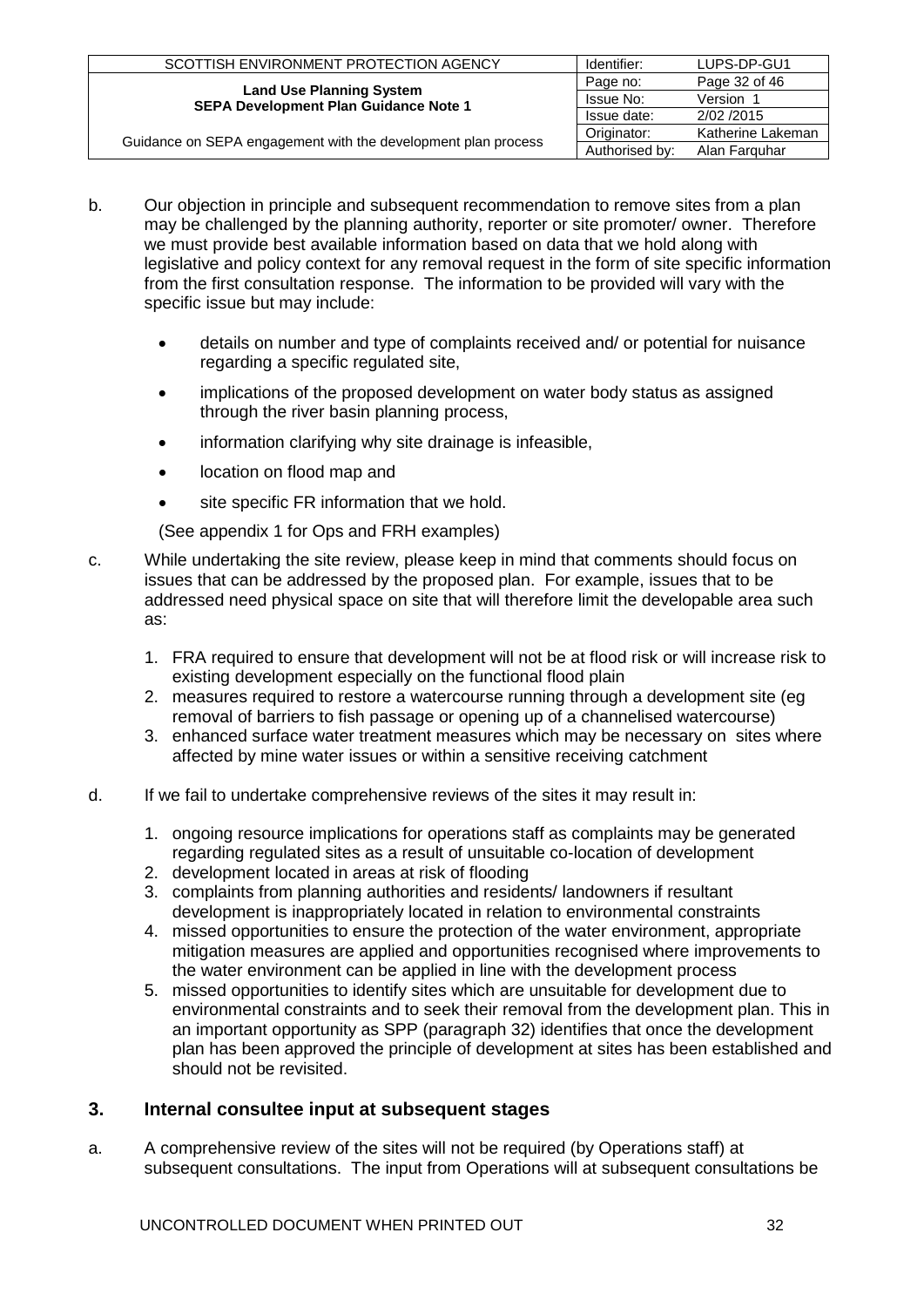b. Our objection in principle and subsequent recommendation to remove sites from a plan may be challenged by the planning authority, reporter or site promoter/ owner. Therefore we must provide best available information based on data that we hold along with legislative and policy context for any removal request in the form of site specific information from the first consultation response. The information to be provided will vary with the specific issue but may include:

- details on number and type of complaints received and/ or potential for nuisance regarding a specific regulated site,
- implications of the proposed development on water body status as assigned through the river basin planning process,
- information clarifying why site drainage is infeasible,
- location on flood map and
- site specific FR information that we hold.

(See appendix 1 for Ops and FRH examples)

c. While undertaking the site review, please keep in mind that comments should focus on issues that can be addressed by the proposed plan. For example, issues that to be addressed need physical space on site that will therefore limit the developable area such as:

1. FRA required to ensure that development will not be at flood risk or will increase risk to existing development especially on the functional flood plain
2. measures required to restore a watercourse running through a development site (eg removal of barriers to fish passage or opening up of a channelised watercourse)
3. enhanced surface water treatment measures which may be necessary on sites where affected by mine water issues or within a sensitive receiving catchment

d. If we fail to undertake comprehensive reviews of the sites it may result in:

1. ongoing resource implications for operations staff as complaints may be generated regarding regulated sites as a result of unsuitable co-location of development
2. development located in areas at risk of flooding
3. complaints from planning authorities and residents/ landowners if resultant development is inappropriately located in relation to environmental constraints
4. missed opportunities to ensure the protection of the water environment, appropriate mitigation measures are applied and opportunities recognised where improvements to the water environment can be applied in line with the development process
5. missed opportunities to identify sites which are unsuitable for development due to environmental constraints and to seek their removal from the development plan. This in an important opportunity as SPP (paragraph 32) identifies that once the development plan has been approved the principle of development at sites has been established and should not be revisited.

## 3. Internal consultee input at subsequent stages

a. A comprehensive review of the sites will not be required (by Operations staff) at subsequent consultations. The input from Operations will at subsequent consultations be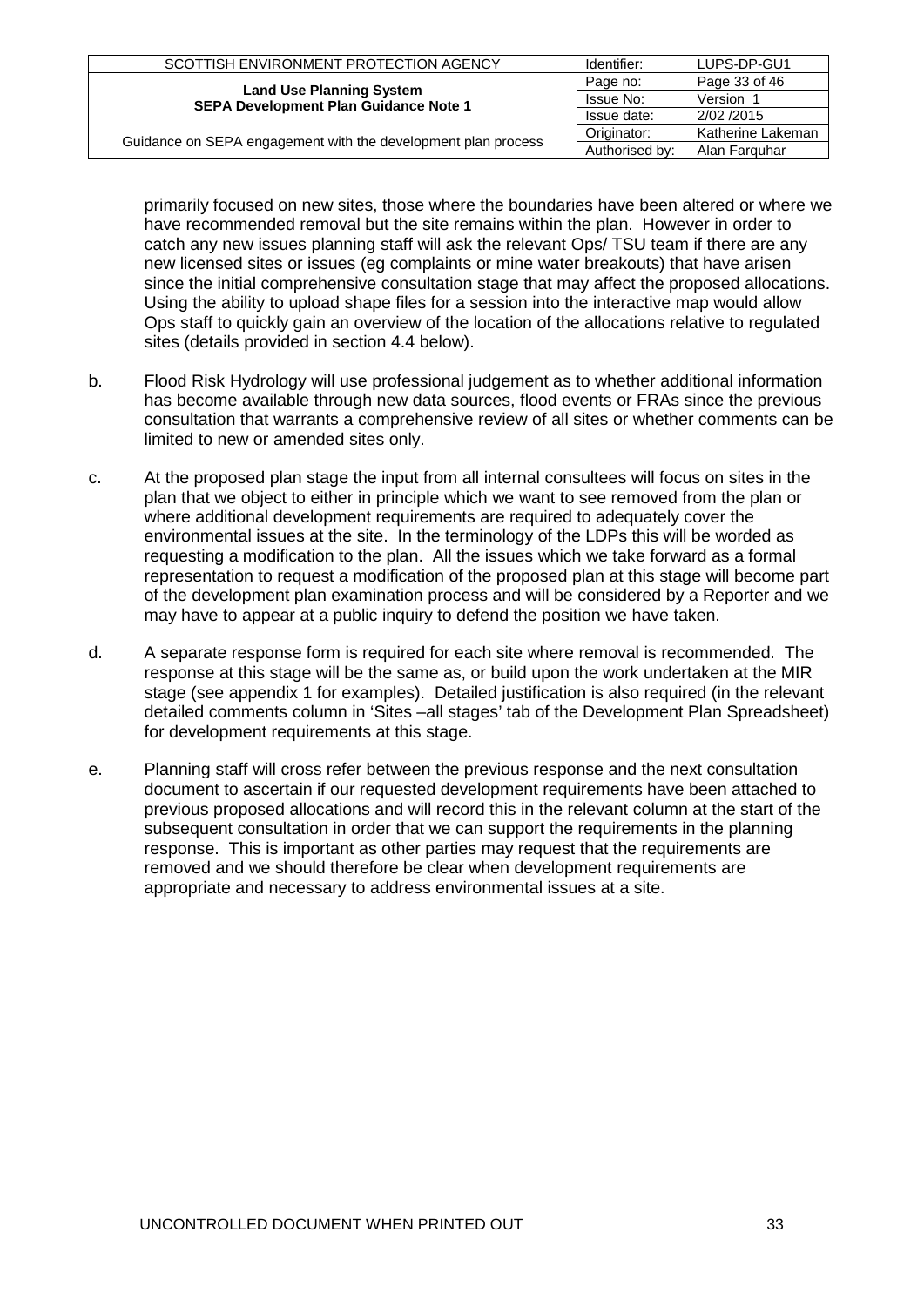primarily focused on new sites, those where the boundaries have been altered or where we have recommended removal but the site remains within the plan. However in order to catch any new issues planning staff will ask the relevant Ops/ TSU team if there are any new licensed sites or issues (eg complaints or mine water breakouts) that have arisen since the initial comprehensive consultation stage that may affect the proposed allocations. Using the ability to upload shape files for a session into the interactive map would allow Ops staff to quickly gain an overview of the location of the allocations relative to regulated sites (details provided in section 4.4 below).

b. Flood Risk Hydrology will use professional judgement as to whether additional information has become available through new data sources, flood events or FRAs since the previous consultation that warrants a comprehensive review of all sites or whether comments can be limited to new or amended sites only.

c. At the proposed plan stage the input from all internal consultees will focus on sites in the plan that we object to either in principle which we want to see removed from the plan or where additional development requirements are required to adequately cover the environmental issues at the site. In the terminology of the LDPs this will be worded as requesting a modification to the plan. All the issues which we take forward as a formal representation to request a modification of the proposed plan at this stage will become part of the development plan examination process and will be considered by a Reporter and we may have to appear at a public inquiry to defend the position we have taken.

d. A separate response form is required for each site where removal is recommended. The response at this stage will be the same as, or build upon the work undertaken at the MIR stage (see appendix 1 for examples). Detailed justification is also required (in the relevant detailed comments column in 'Sites –all stages' tab of the Development Plan Spreadsheet) for development requirements at this stage.

e. Planning staff will cross refer between the previous response and the next consultation document to ascertain if our requested development requirements have been attached to previous proposed allocations and will record this in the relevant column at the start of the subsequent consultation in order that we can support the requirements in the planning response. This is important as other parties may request that the requirements are removed and we should therefore be clear when development requirements are appropriate and necessary to address environmental issues at a site.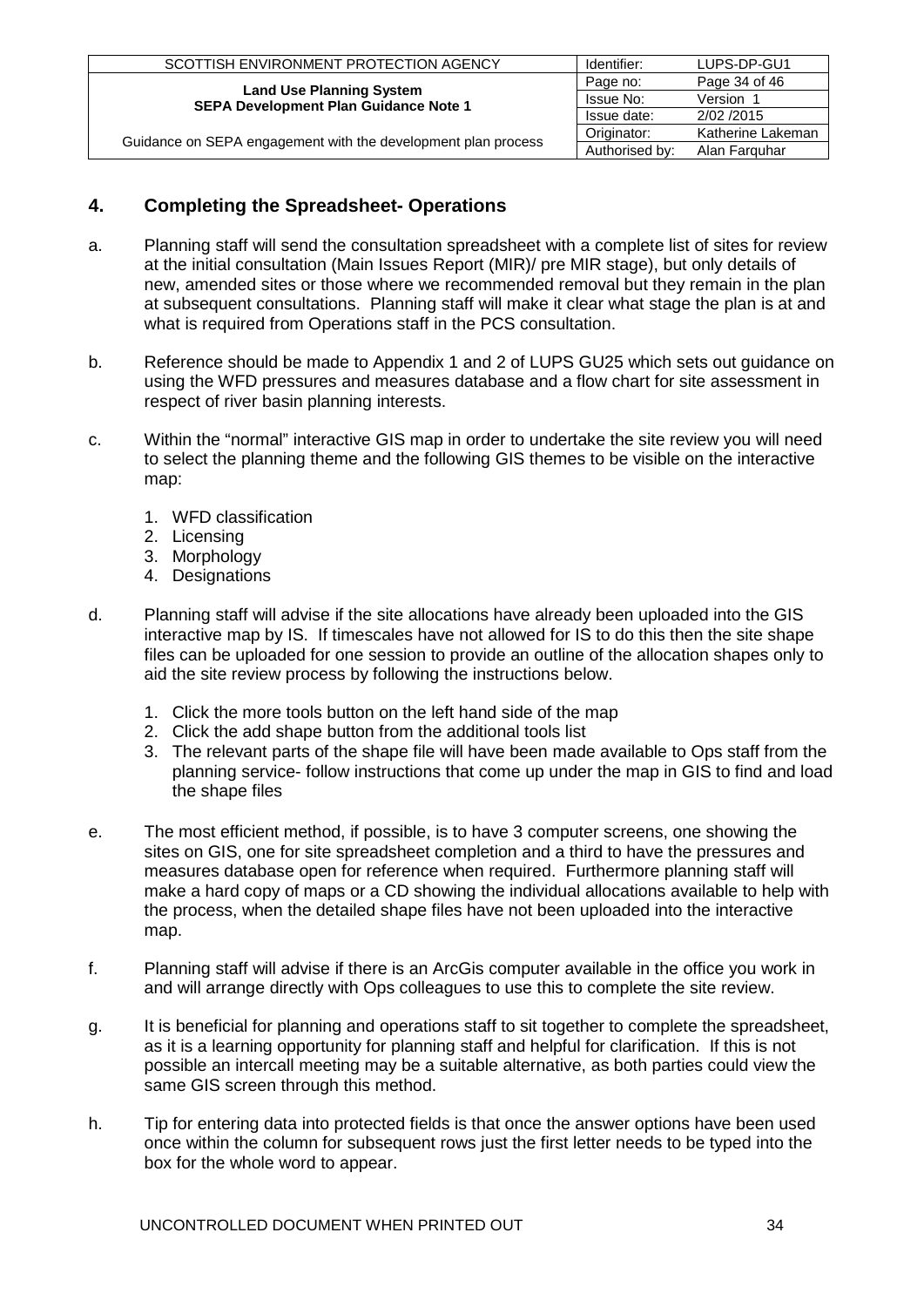## 4. Completing the Spreadsheet- Operations

a. Planning staff will send the consultation spreadsheet with a complete list of sites for review at the initial consultation (Main Issues Report (MIR)/ pre MIR stage), but only details of new, amended sites or those where we recommended removal but they remain in the plan at subsequent consultations. Planning staff will make it clear what stage the plan is at and what is required from Operations staff in the PCS consultation.

b. Reference should be made to Appendix 1 and 2 of LUPS GU25 which sets out guidance on using the WFD pressures and measures database and a flow chart for site assessment in respect of river basin planning interests.

c. Within the "normal" interactive GIS map in order to undertake the site review you will need to select the planning theme and the following GIS themes to be visible on the interactive map:

   1. WFD classification
   2. Licensing
   3. Morphology
   4. Designations

d. Planning staff will advise if the site allocations have already been uploaded into the GIS interactive map by IS. If timescales have not allowed for IS to do this then the site shape files can be uploaded for one session to provide an outline of the allocation shapes only to aid the site review process by following the instructions below.

   1. Click the more tools button on the left hand side of the map
   2. Click the add shape button from the additional tools list
   3. The relevant parts of the shape file will have been made available to Ops staff from the planning service- follow instructions that come up under the map in GIS to find and load the shape files

e. The most efficient method, if possible, is to have 3 computer screens, one showing the sites on GIS, one for site spreadsheet completion and a third to have the pressures and measures database open for reference when required. Furthermore planning staff will make a hard copy of maps or a CD showing the individual allocations available to help with the process, when the detailed shape files have not been uploaded into the interactive map.

f. Planning staff will advise if there is an ArcGis computer available in the office you work in and will arrange directly with Ops colleagues to use this to complete the site review.

g. It is beneficial for planning and operations staff to sit together to complete the spreadsheet, as it is a learning opportunity for planning staff and helpful for clarification. If this is not possible an intercall meeting may be a suitable alternative, as both parties could view the same GIS screen through this method.

h. Tip for entering data into protected fields is that once the answer options have been used once within the column for subsequent rows just the first letter needs to be typed into the box for the whole word to appear.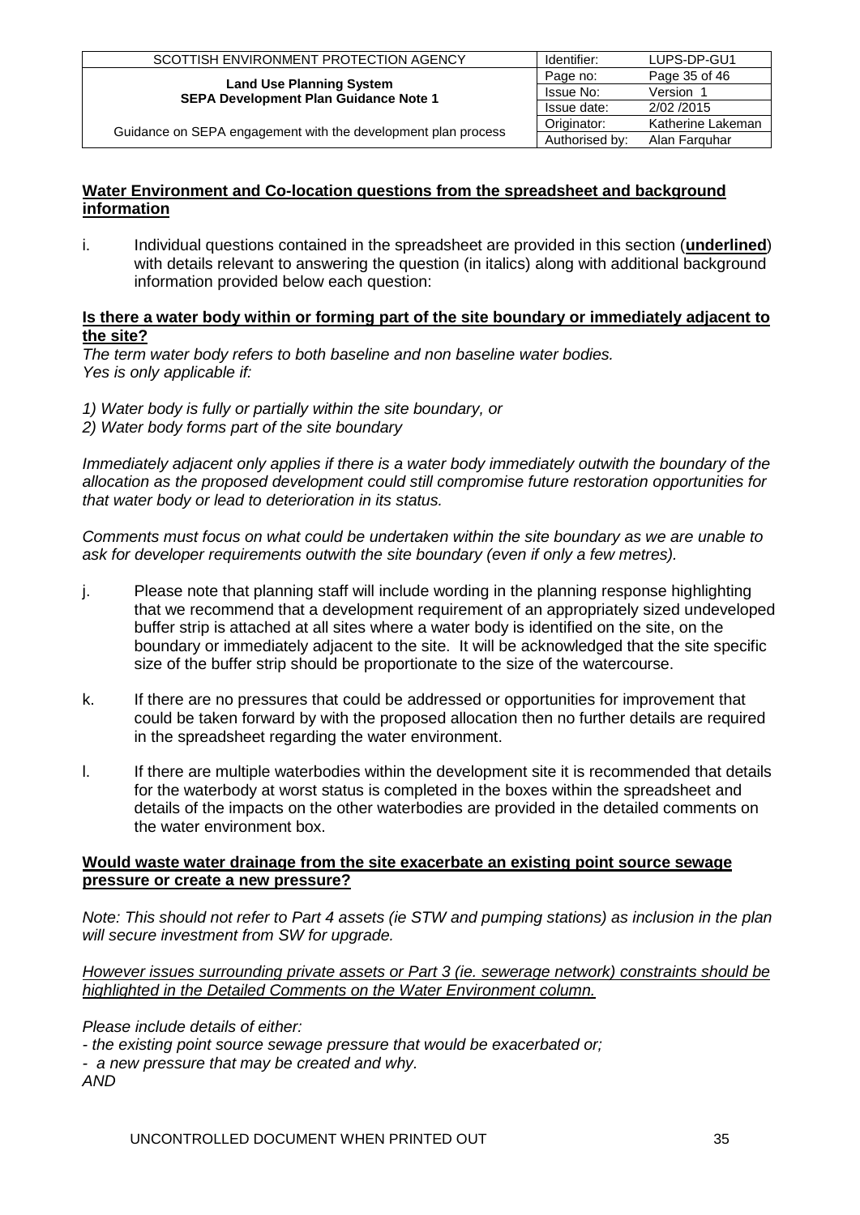**Water Environment and Co-location questions from the spreadsheet and background information**

i. Individual questions contained in the spreadsheet are provided in this section (**underlined**) with details relevant to answering the question (in italics) along with additional background information provided below each question:

**Is there a water body within or forming part of the site boundary or immediately adjacent to the site?**

*The term water body refers to both baseline and non baseline water bodies.*
*Yes is only applicable if:*

*1) Water body is fully or partially within the site boundary, or*
*2) Water body forms part of the site boundary*

*Immediately adjacent only applies if there is a water body immediately outwith the boundary of the allocation as the proposed development could still compromise future restoration opportunities for that water body or lead to deterioration in its status.*

*Comments must focus on what could be undertaken within the site boundary as we are unable to ask for developer requirements outwith the site boundary (even if only a few metres).*

j. Please note that planning staff will include wording in the planning response highlighting that we recommend that a development requirement of an appropriately sized undeveloped buffer strip is attached at all sites where a water body is identified on the site, on the boundary or immediately adjacent to the site. It will be acknowledged that the site specific size of the buffer strip should be proportionate to the size of the watercourse.

k. If there are no pressures that could be addressed or opportunities for improvement that could be taken forward by with the proposed allocation then no further details are required in the spreadsheet regarding the water environment.

l. If there are multiple waterbodies within the development site it is recommended that details for the waterbody at worst status is completed in the boxes within the spreadsheet and details of the impacts on the other waterbodies are provided in the detailed comments on the water environment box.

**Would waste water drainage from the site exacerbate an existing point source sewage pressure or create a new pressure?**

*Note: This should not refer to Part 4 assets (ie STW and pumping stations) as inclusion in the plan will secure investment from SW for upgrade.*

*However issues surrounding private assets or Part 3 (ie. sewerage network) constraints should be highlighted in the Detailed Comments on the Water Environment column.*

*Please include details of either:*
*- the existing point source sewage pressure that would be exacerbated or;*
*- a new pressure that may be created and why.*
*AND*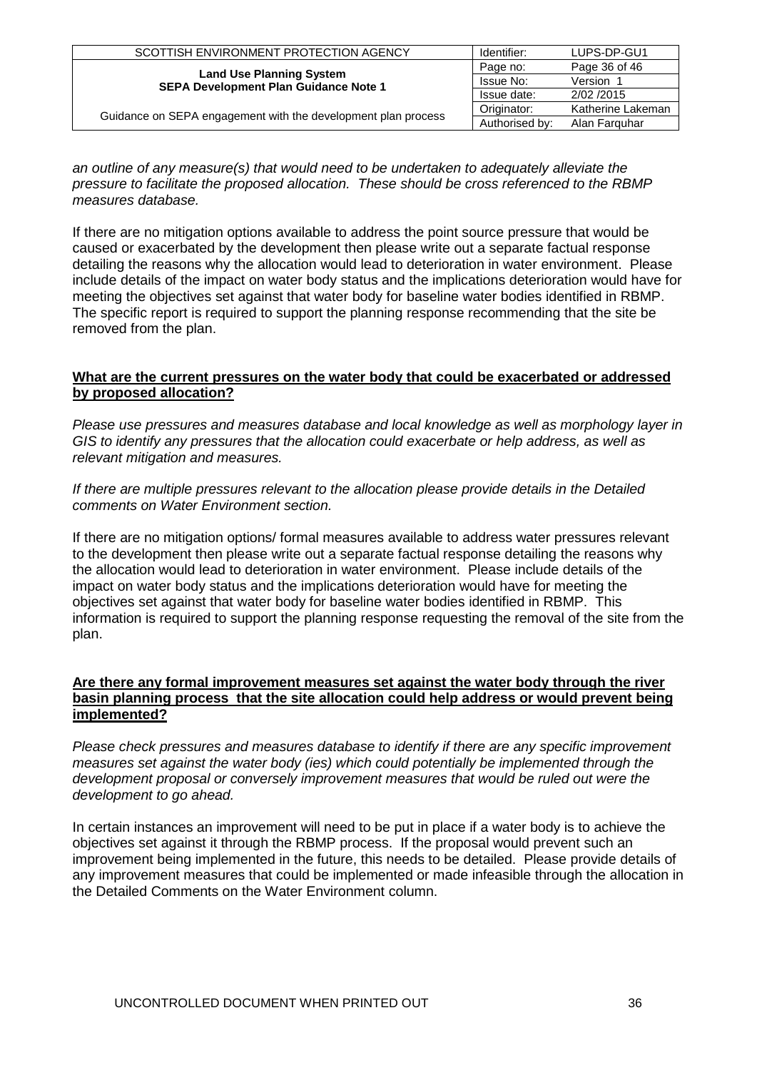*an outline of any measure(s) that would need to be undertaken to adequately alleviate the pressure to facilitate the proposed allocation. These should be cross referenced to the RBMP measures database.*

If there are no mitigation options available to address the point source pressure that would be caused or exacerbated by the development then please write out a separate factual response detailing the reasons why the allocation would lead to deterioration in water environment. Please include details of the impact on water body status and the implications deterioration would have for meeting the objectives set against that water body for baseline water bodies identified in RBMP. The specific report is required to support the planning response recommending that the site be removed from the plan.

**What are the current pressures on the water body that could be exacerbated or addressed by proposed allocation?**

*Please use pressures and measures database and local knowledge as well as morphology layer in GIS to identify any pressures that the allocation could exacerbate or help address, as well as relevant mitigation and measures.*

*If there are multiple pressures relevant to the allocation please provide details in the Detailed comments on Water Environment section.*

If there are no mitigation options/ formal measures available to address water pressures relevant to the development then please write out a separate factual response detailing the reasons why the allocation would lead to deterioration in water environment. Please include details of the impact on water body status and the implications deterioration would have for meeting the objectives set against that water body for baseline water bodies identified in RBMP. This information is required to support the planning response requesting the removal of the site from the plan.

**Are there any formal improvement measures set against the water body through the river basin planning process that the site allocation could help address or would prevent being implemented?**

*Please check pressures and measures database to identify if there are any specific improvement measures set against the water body (ies) which could potentially be implemented through the development proposal or conversely improvement measures that would be ruled out were the development to go ahead.*

In certain instances an improvement will need to be put in place if a water body is to achieve the objectives set against it through the RBMP process. If the proposal would prevent such an improvement being implemented in the future, this needs to be detailed. Please provide details of any improvement measures that could be implemented or made infeasible through the allocation in the Detailed Comments on the Water Environment column.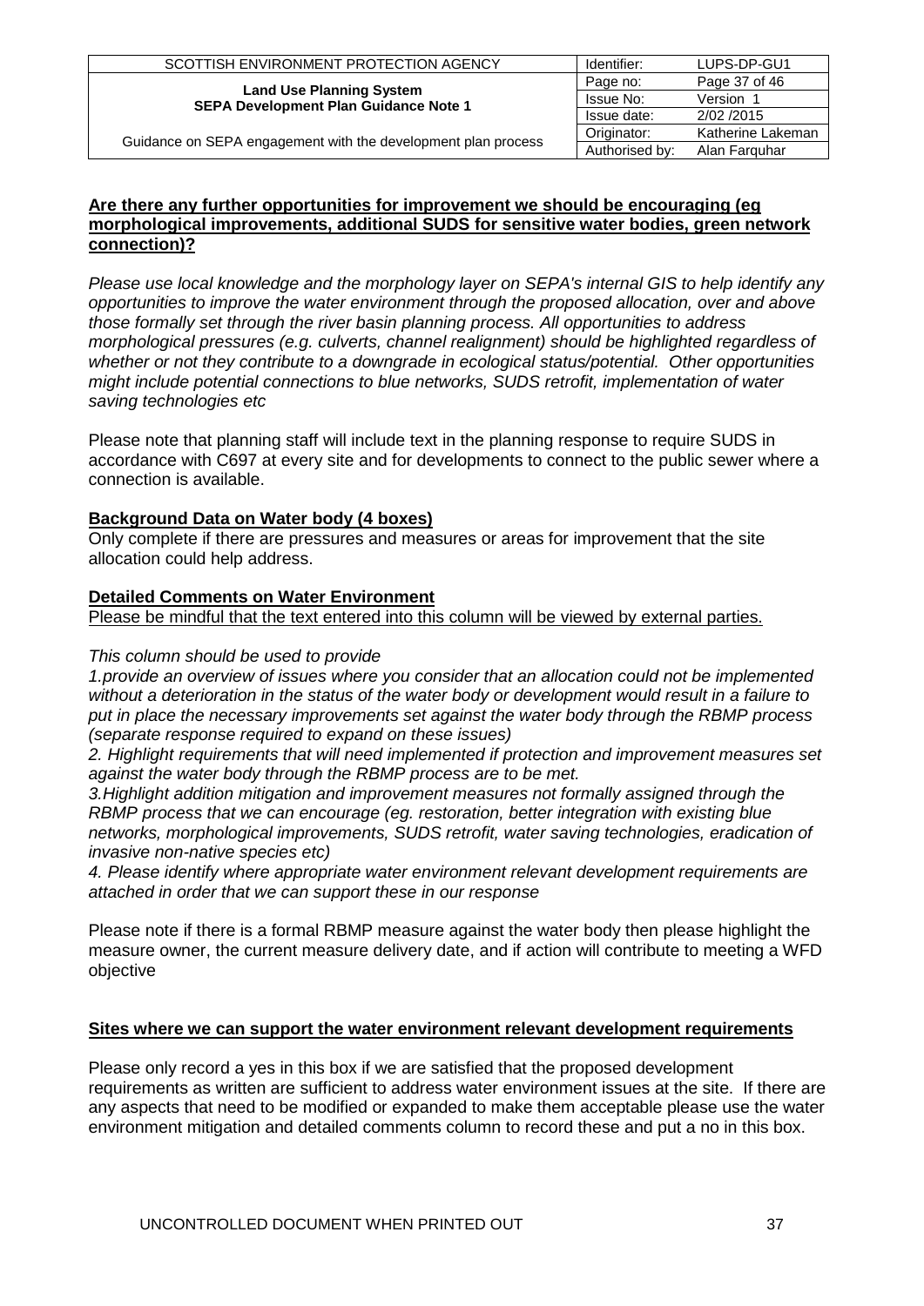**Are there any further opportunities for improvement we should be encouraging (eg morphological improvements, additional SUDS for sensitive water bodies, green network connection)?**

*Please use local knowledge and the morphology layer on SEPA's internal GIS to help identify any opportunities to improve the water environment through the proposed allocation, over and above those formally set through the river basin planning process. All opportunities to address morphological pressures (e.g. culverts, channel realignment) should be highlighted regardless of whether or not they contribute to a downgrade in ecological status/potential. Other opportunities might include potential connections to blue networks, SUDS retrofit, implementation of water saving technologies etc*

Please note that planning staff will include text in the planning response to require SUDS in accordance with C697 at every site and for developments to connect to the public sewer where a connection is available.

**Background Data on Water body (4 boxes)**

Only complete if there are pressures and measures or areas for improvement that the site allocation could help address.

**Detailed Comments on Water Environment**

Please be mindful that the text entered into this column will be viewed by external parties.

*This column should be used to provide*

*1.provide an overview of issues where you consider that an allocation could not be implemented without a deterioration in the status of the water body or development would result in a failure to put in place the necessary improvements set against the water body through the RBMP process (separate response required to expand on these issues)*

*2. Highlight requirements that will need implemented if protection and improvement measures set against the water body through the RBMP process are to be met.*

*3.Highlight addition mitigation and improvement measures not formally assigned through the RBMP process that we can encourage (eg. restoration, better integration with existing blue networks, morphological improvements, SUDS retrofit, water saving technologies, eradication of invasive non-native species etc)*

*4. Please identify where appropriate water environment relevant development requirements are attached in order that we can support these in our response*

Please note if there is a formal RBMP measure against the water body then please highlight the measure owner, the current measure delivery date, and if action will contribute to meeting a WFD objective

**Sites where we can support the water environment relevant development requirements**

Please only record a yes in this box if we are satisfied that the proposed development requirements as written are sufficient to address water environment issues at the site. If there are any aspects that need to be modified or expanded to make them acceptable please use the water environment mitigation and detailed comments column to record these and put a no in this box.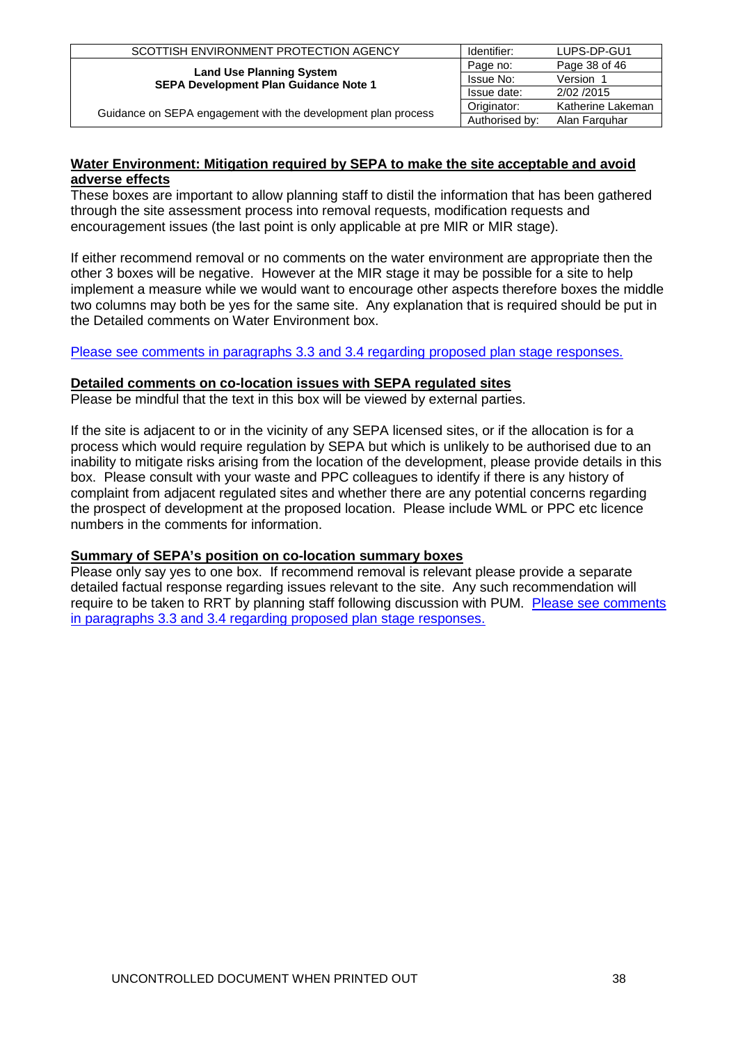**Water Environment: Mitigation required by SEPA to make the site acceptable and avoid adverse effects**

These boxes are important to allow planning staff to distil the information that has been gathered through the site assessment process into removal requests, modification requests and encouragement issues (the last point is only applicable at pre MIR or MIR stage).

If either recommend removal or no comments on the water environment are appropriate then the other 3 boxes will be negative. However at the MIR stage it may be possible for a site to help implement a measure while we would want to encourage other aspects therefore boxes the middle two columns may both be yes for the same site. Any explanation that is required should be put in the Detailed comments on Water Environment box.

Please see comments in paragraphs 3.3 and 3.4 regarding proposed plan stage responses.

**Detailed comments on co-location issues with SEPA regulated sites**

Please be mindful that the text in this box will be viewed by external parties.

If the site is adjacent to or in the vicinity of any SEPA licensed sites, or if the allocation is for a process which would require regulation by SEPA but which is unlikely to be authorised due to an inability to mitigate risks arising from the location of the development, please provide details in this box. Please consult with your waste and PPC colleagues to identify if there is any history of complaint from adjacent regulated sites and whether there are any potential concerns regarding the prospect of development at the proposed location. Please include WML or PPC etc licence numbers in the comments for information.

**Summary of SEPA's position on co-location summary boxes**

Please only say yes to one box. If recommend removal is relevant please provide a separate detailed factual response regarding issues relevant to the site. Any such recommendation will require to be taken to RRT by planning staff following discussion with PUM. Please see comments in paragraphs 3.3 and 3.4 regarding proposed plan stage responses.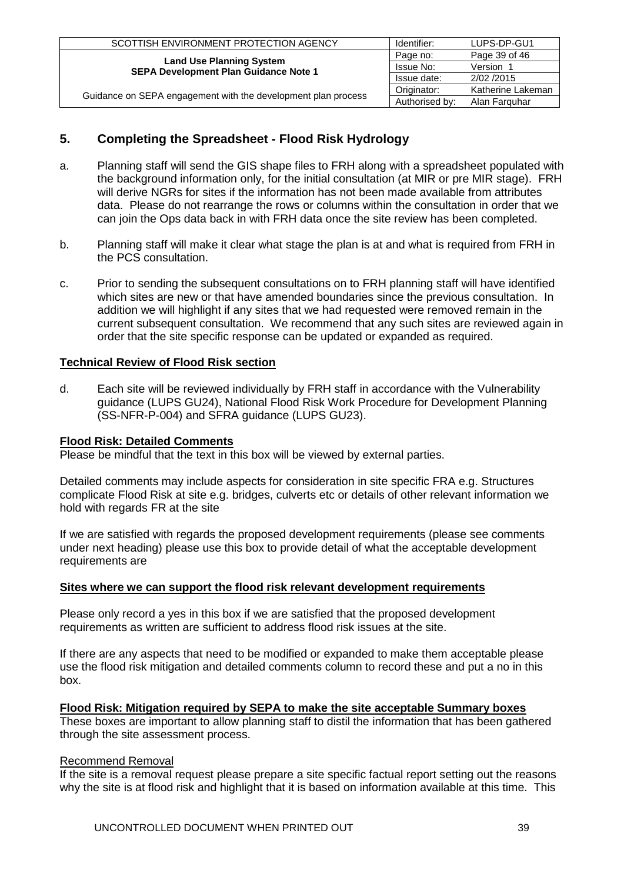## 5. Completing the Spreadsheet - Flood Risk Hydrology

a. Planning staff will send the GIS shape files to FRH along with a spreadsheet populated with the background information only, for the initial consultation (at MIR or pre MIR stage). FRH will derive NGRs for sites if the information has not been made available from attributes data. Please do not rearrange the rows or columns within the consultation in order that we can join the Ops data back in with FRH data once the site review has been completed.

b. Planning staff will make it clear what stage the plan is at and what is required from FRH in the PCS consultation.

c. Prior to sending the subsequent consultations on to FRH planning staff will have identified which sites are new or that have amended boundaries since the previous consultation. In addition we will highlight if any sites that we had requested were removed remain in the current subsequent consultation. We recommend that any such sites are reviewed again in order that the site specific response can be updated or expanded as required.

**Technical Review of Flood Risk section**

d. Each site will be reviewed individually by FRH staff in accordance with the Vulnerability guidance (LUPS GU24), National Flood Risk Work Procedure for Development Planning (SS-NFR-P-004) and SFRA guidance (LUPS GU23).

**Flood Risk: Detailed Comments**

Please be mindful that the text in this box will be viewed by external parties.

Detailed comments may include aspects for consideration in site specific FRA e.g. Structures complicate Flood Risk at site e.g. bridges, culverts etc or details of other relevant information we hold with regards FR at the site

If we are satisfied with regards the proposed development requirements (please see comments under next heading) please use this box to provide detail of what the acceptable development requirements are

**Sites where we can support the flood risk relevant development requirements**

Please only record a yes in this box if we are satisfied that the proposed development requirements as written are sufficient to address flood risk issues at the site.

If there are any aspects that need to be modified or expanded to make them acceptable please use the flood risk mitigation and detailed comments column to record these and put a no in this box.

**Flood Risk: Mitigation required by SEPA to make the site acceptable Summary boxes**

These boxes are important to allow planning staff to distil the information that has been gathered through the site assessment process.

Recommend Removal

If the site is a removal request please prepare a site specific factual report setting out the reasons why the site is at flood risk and highlight that it is based on information available at this time. This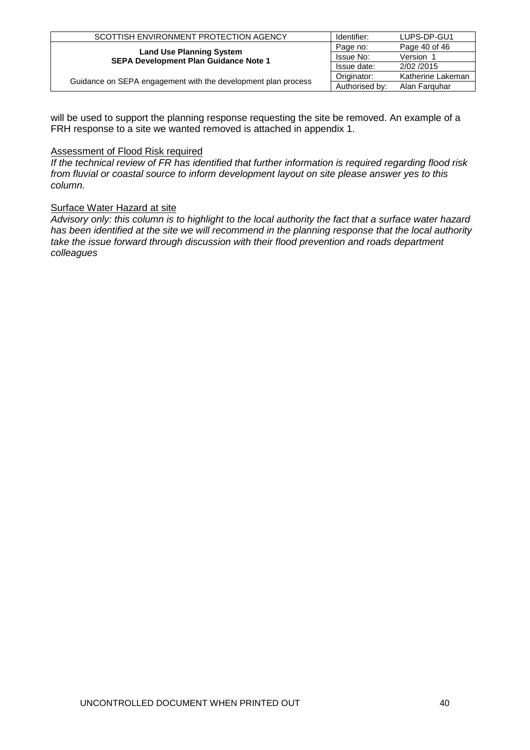will be used to support the planning response requesting the site be removed. An example of a FRH response to a site we wanted removed is attached in appendix 1.

<u>Assessment of Flood Risk required</u>

*If the technical review of FR has identified that further information is required regarding flood risk from fluvial or coastal source to inform development layout on site please answer yes to this column.*

<u>Surface Water Hazard at site</u>

*Advisory only: this column is to highlight to the local authority the fact that a surface water hazard has been identified at the site we will recommend in the planning response that the local authority take the issue forward through discussion with their flood prevention and roads department colleagues*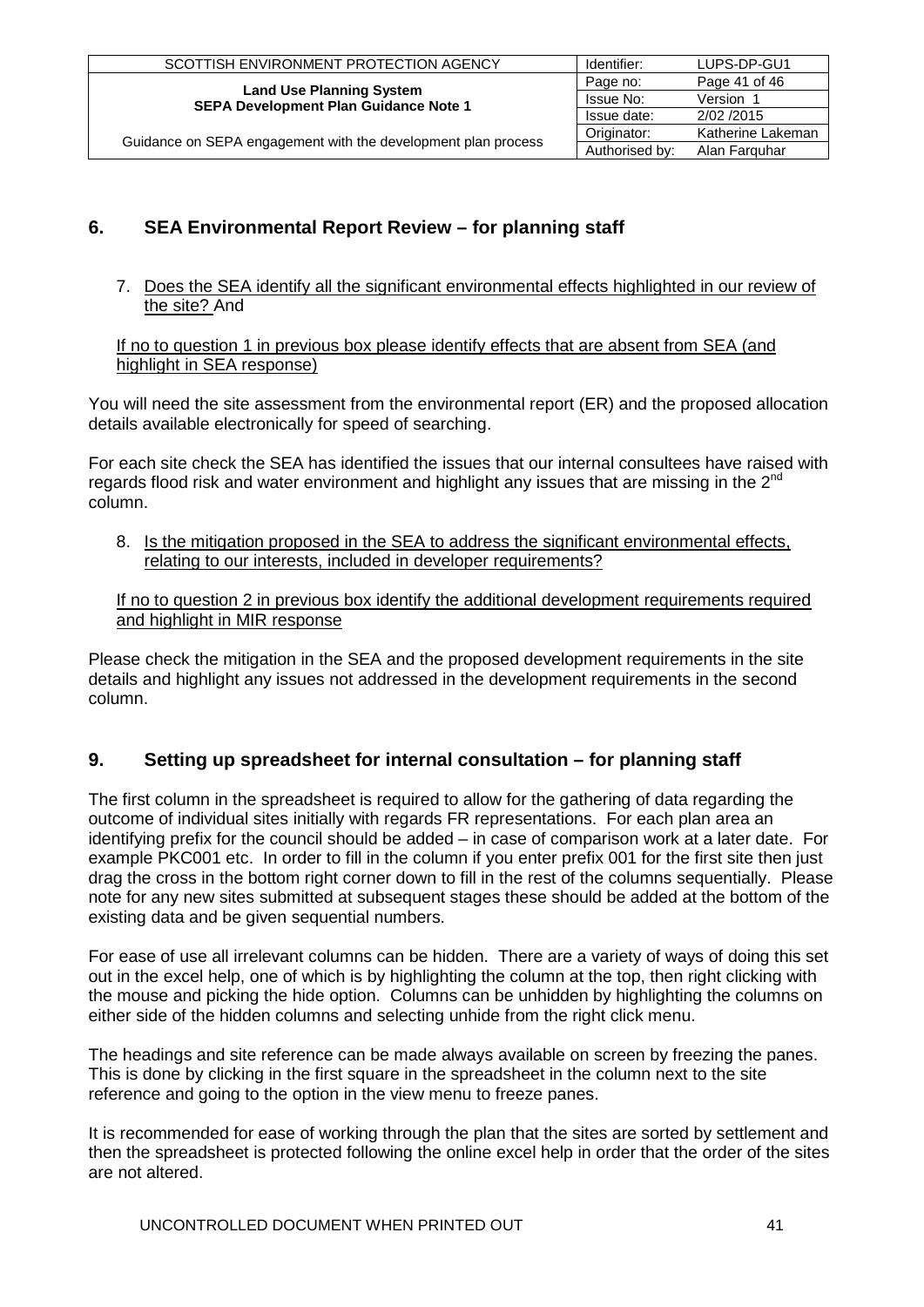## 6. SEA Environmental Report Review – for planning staff

7. Does the SEA identify all the significant environmental effects highlighted in our review of the site? And

If no to question 1 in previous box please identify effects that are absent from SEA (and highlight in SEA response)

You will need the site assessment from the environmental report (ER) and the proposed allocation details available electronically for speed of searching.

For each site check the SEA has identified the issues that our internal consultees have raised with regards flood risk and water environment and highlight any issues that are missing in the 2nd column.

8. Is the mitigation proposed in the SEA to address the significant environmental effects, relating to our interests, included in developer requirements?

If no to question 2 in previous box identify the additional development requirements required and highlight in MIR response

Please check the mitigation in the SEA and the proposed development requirements in the site details and highlight any issues not addressed in the development requirements in the second column.

## 9. Setting up spreadsheet for internal consultation – for planning staff

The first column in the spreadsheet is required to allow for the gathering of data regarding the outcome of individual sites initially with regards FR representations. For each plan area an identifying prefix for the council should be added – in case of comparison work at a later date. For example PKC001 etc. In order to fill in the column if you enter prefix 001 for the first site then just drag the cross in the bottom right corner down to fill in the rest of the columns sequentially. Please note for any new sites submitted at subsequent stages these should be added at the bottom of the existing data and be given sequential numbers.

For ease of use all irrelevant columns can be hidden. There are a variety of ways of doing this set out in the excel help, one of which is by highlighting the column at the top, then right clicking with the mouse and picking the hide option. Columns can be unhidden by highlighting the columns on either side of the hidden columns and selecting unhide from the right click menu.

The headings and site reference can be made always available on screen by freezing the panes. This is done by clicking in the first square in the spreadsheet in the column next to the site reference and going to the option in the view menu to freeze panes.

It is recommended for ease of working through the plan that the sites are sorted by settlement and then the spreadsheet is protected following the online excel help in order that the order of the sites are not altered.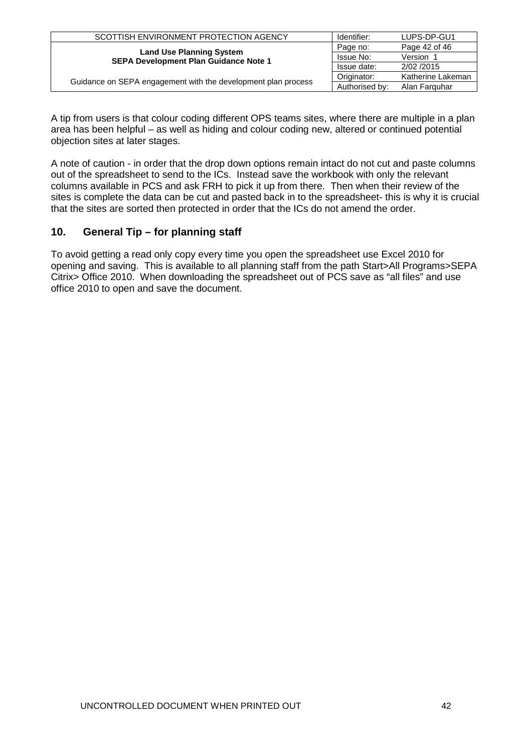A tip from users is that colour coding different OPS teams sites, where there are multiple in a plan area has been helpful – as well as hiding and colour coding new, altered or continued potential objection sites at later stages.

A note of caution - in order that the drop down options remain intact do not cut and paste columns out of the spreadsheet to send to the ICs. Instead save the workbook with only the relevant columns available in PCS and ask FRH to pick it up from there. Then when their review of the sites is complete the data can be cut and pasted back in to the spreadsheet- this is why it is crucial that the sites are sorted then protected in order that the ICs do not amend the order.

## 10. General Tip – for planning staff

To avoid getting a read only copy every time you open the spreadsheet use Excel 2010 for opening and saving. This is available to all planning staff from the path Start>All Programs>SEPA Citrix> Office 2010. When downloading the spreadsheet out of PCS save as "all files" and use office 2010 to open and save the document.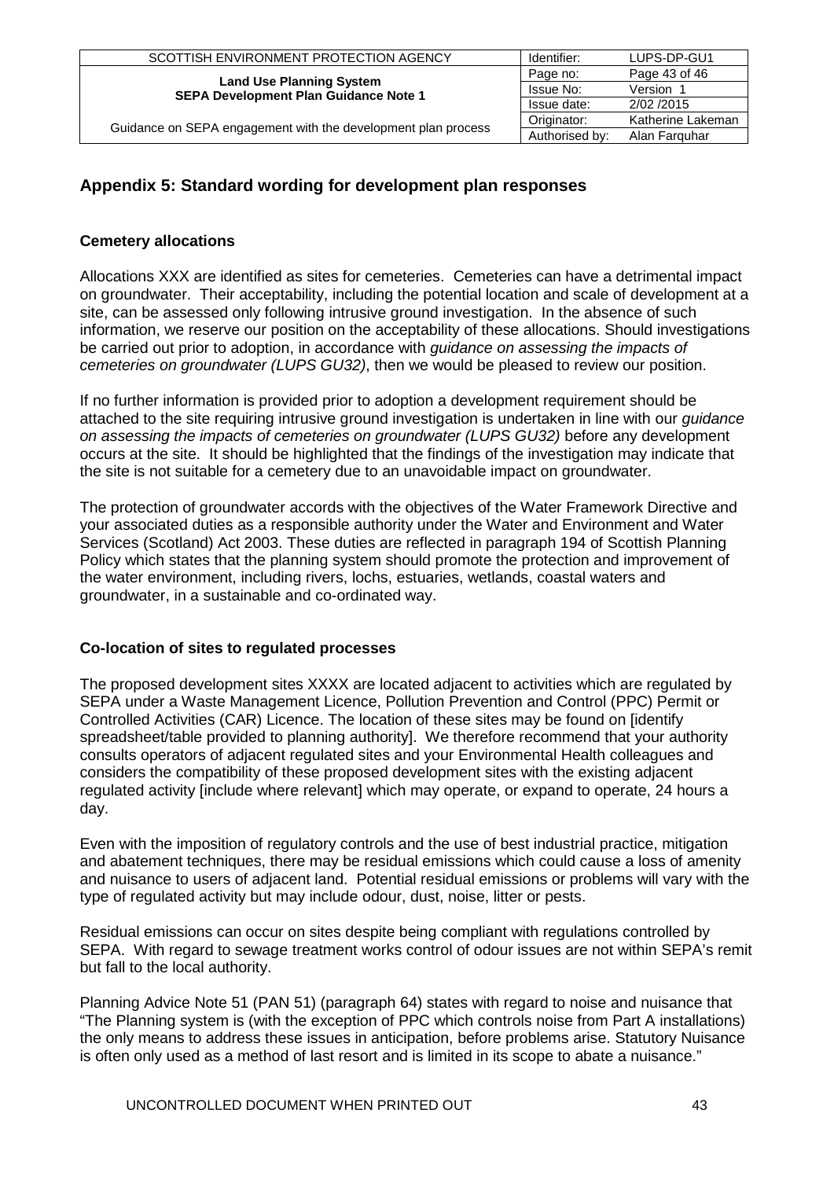## Appendix 5: Standard wording for development plan responses

### Cemetery allocations

Allocations XXX are identified as sites for cemeteries. Cemeteries can have a detrimental impact on groundwater. Their acceptability, including the potential location and scale of development at a site, can be assessed only following intrusive ground investigation. In the absence of such information, we reserve our position on the acceptability of these allocations. Should investigations be carried out prior to adoption, in accordance with *guidance on assessing the impacts of cemeteries on groundwater (LUPS GU32)*, then we would be pleased to review our position.

If no further information is provided prior to adoption a development requirement should be attached to the site requiring intrusive ground investigation is undertaken in line with our *guidance on assessing the impacts of cemeteries on groundwater (LUPS GU32)* before any development occurs at the site. It should be highlighted that the findings of the investigation may indicate that the site is not suitable for a cemetery due to an unavoidable impact on groundwater.

The protection of groundwater accords with the objectives of the Water Framework Directive and your associated duties as a responsible authority under the Water and Environment and Water Services (Scotland) Act 2003. These duties are reflected in paragraph 194 of Scottish Planning Policy which states that the planning system should promote the protection and improvement of the water environment, including rivers, lochs, estuaries, wetlands, coastal waters and groundwater, in a sustainable and co-ordinated way.

### Co-location of sites to regulated processes

The proposed development sites XXXX are located adjacent to activities which are regulated by SEPA under a Waste Management Licence, Pollution Prevention and Control (PPC) Permit or Controlled Activities (CAR) Licence. The location of these sites may be found on [identify spreadsheet/table provided to planning authority]. We therefore recommend that your authority consults operators of adjacent regulated sites and your Environmental Health colleagues and considers the compatibility of these proposed development sites with the existing adjacent regulated activity [include where relevant] which may operate, or expand to operate, 24 hours a day.

Even with the imposition of regulatory controls and the use of best industrial practice, mitigation and abatement techniques, there may be residual emissions which could cause a loss of amenity and nuisance to users of adjacent land. Potential residual emissions or problems will vary with the type of regulated activity but may include odour, dust, noise, litter or pests.

Residual emissions can occur on sites despite being compliant with regulations controlled by SEPA. With regard to sewage treatment works control of odour issues are not within SEPA's remit but fall to the local authority.

Planning Advice Note 51 (PAN 51) (paragraph 64) states with regard to noise and nuisance that "The Planning system is (with the exception of PPC which controls noise from Part A installations) the only means to address these issues in anticipation, before problems arise. Statutory Nuisance is often only used as a method of last resort and is limited in its scope to abate a nuisance."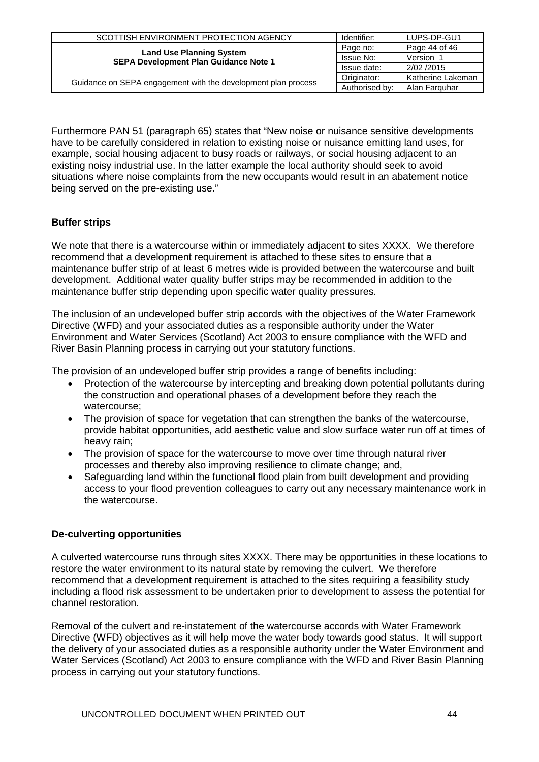Furthermore PAN 51 (paragraph 65) states that "New noise or nuisance sensitive developments have to be carefully considered in relation to existing noise or nuisance emitting land uses, for example, social housing adjacent to busy roads or railways, or social housing adjacent to an existing noisy industrial use. In the latter example the local authority should seek to avoid situations where noise complaints from the new occupants would result in an abatement notice being served on the pre-existing use."

**Buffer strips**

We note that there is a watercourse within or immediately adjacent to sites XXXX. We therefore recommend that a development requirement is attached to these sites to ensure that a maintenance buffer strip of at least 6 metres wide is provided between the watercourse and built development. Additional water quality buffer strips may be recommended in addition to the maintenance buffer strip depending upon specific water quality pressures.

The inclusion of an undeveloped buffer strip accords with the objectives of the Water Framework Directive (WFD) and your associated duties as a responsible authority under the Water Environment and Water Services (Scotland) Act 2003 to ensure compliance with the WFD and River Basin Planning process in carrying out your statutory functions.

The provision of an undeveloped buffer strip provides a range of benefits including:

- Protection of the watercourse by intercepting and breaking down potential pollutants during the construction and operational phases of a development before they reach the watercourse;
- The provision of space for vegetation that can strengthen the banks of the watercourse, provide habitat opportunities, add aesthetic value and slow surface water run off at times of heavy rain;
- The provision of space for the watercourse to move over time through natural river processes and thereby also improving resilience to climate change; and,
- Safeguarding land within the functional flood plain from built development and providing access to your flood prevention colleagues to carry out any necessary maintenance work in the watercourse.

**De-culverting opportunities**

A culverted watercourse runs through sites XXXX. There may be opportunities in these locations to restore the water environment to its natural state by removing the culvert. We therefore recommend that a development requirement is attached to the sites requiring a feasibility study including a flood risk assessment to be undertaken prior to development to assess the potential for channel restoration.

Removal of the culvert and re-instatement of the watercourse accords with Water Framework Directive (WFD) objectives as it will help move the water body towards good status. It will support the delivery of your associated duties as a responsible authority under the Water Environment and Water Services (Scotland) Act 2003 to ensure compliance with the WFD and River Basin Planning process in carrying out your statutory functions.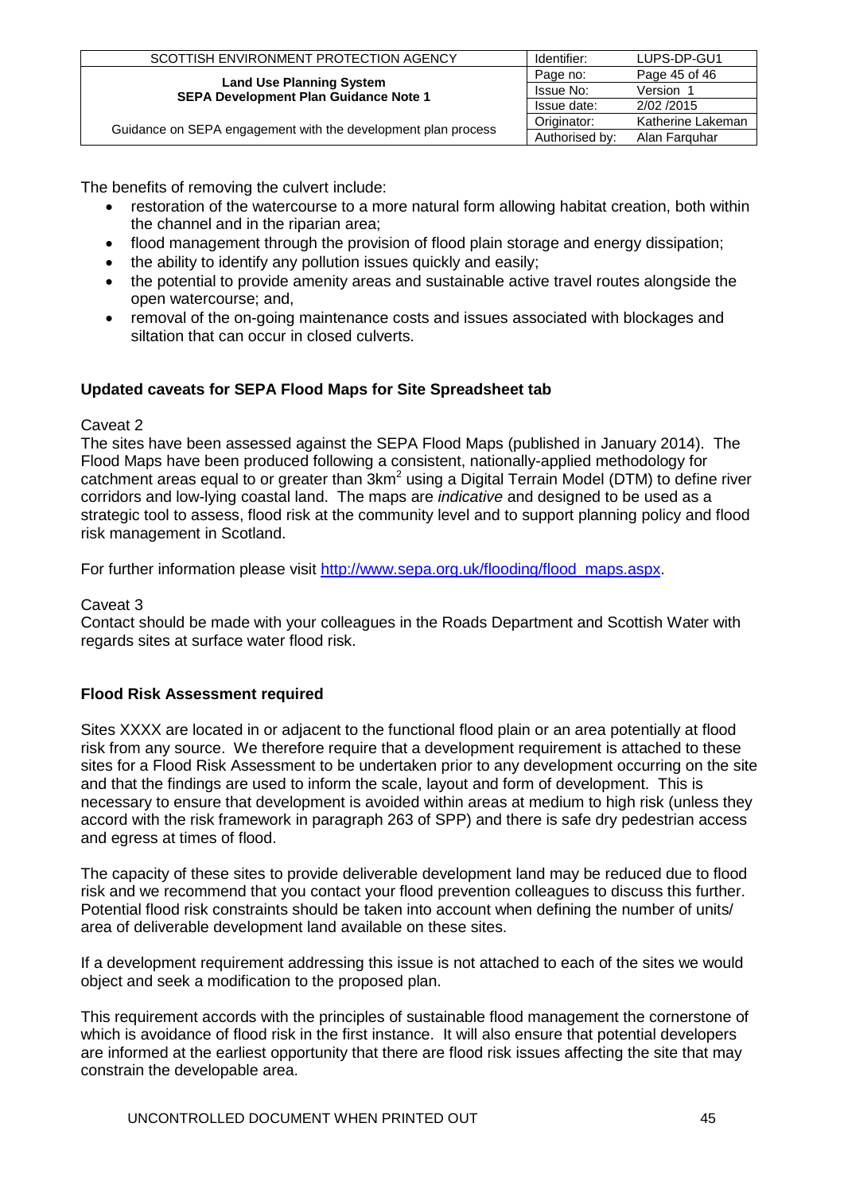The benefits of removing the culvert include:

- restoration of the watercourse to a more natural form allowing habitat creation, both within the channel and in the riparian area;
- flood management through the provision of flood plain storage and energy dissipation;
- the ability to identify any pollution issues quickly and easily;
- the potential to provide amenity areas and sustainable active travel routes alongside the open watercourse; and,
- removal of the on-going maintenance costs and issues associated with blockages and siltation that can occur in closed culverts.

**Updated caveats for SEPA Flood Maps for Site Spreadsheet tab**

Caveat 2

The sites have been assessed against the SEPA Flood Maps (published in January 2014). The Flood Maps have been produced following a consistent, nationally-applied methodology for catchment areas equal to or greater than 3km$^2$ using a Digital Terrain Model (DTM) to define river corridors and low-lying coastal land. The maps are *indicative* and designed to be used as a strategic tool to assess, flood risk at the community level and to support planning policy and flood risk management in Scotland.

For further information please visit [http://www.sepa.org.uk/flooding/flood_maps.aspx](http://www.sepa.org.uk/flooding/flood_maps.aspx).

Caveat 3

Contact should be made with your colleagues in the Roads Department and Scottish Water with regards sites at surface water flood risk.

**Flood Risk Assessment required**

Sites XXXX are located in or adjacent to the functional flood plain or an area potentially at flood risk from any source. We therefore require that a development requirement is attached to these sites for a Flood Risk Assessment to be undertaken prior to any development occurring on the site and that the findings are used to inform the scale, layout and form of development. This is necessary to ensure that development is avoided within areas at medium to high risk (unless they accord with the risk framework in paragraph 263 of SPP) and there is safe dry pedestrian access and egress at times of flood.

The capacity of these sites to provide deliverable development land may be reduced due to flood risk and we recommend that you contact your flood prevention colleagues to discuss this further. Potential flood risk constraints should be taken into account when defining the number of units/ area of deliverable development land available on these sites.

If a development requirement addressing this issue is not attached to each of the sites we would object and seek a modification to the proposed plan.

This requirement accords with the principles of sustainable flood management the cornerstone of which is avoidance of flood risk in the first instance. It will also ensure that potential developers are informed at the earliest opportunity that there are flood risk issues affecting the site that may constrain the developable area.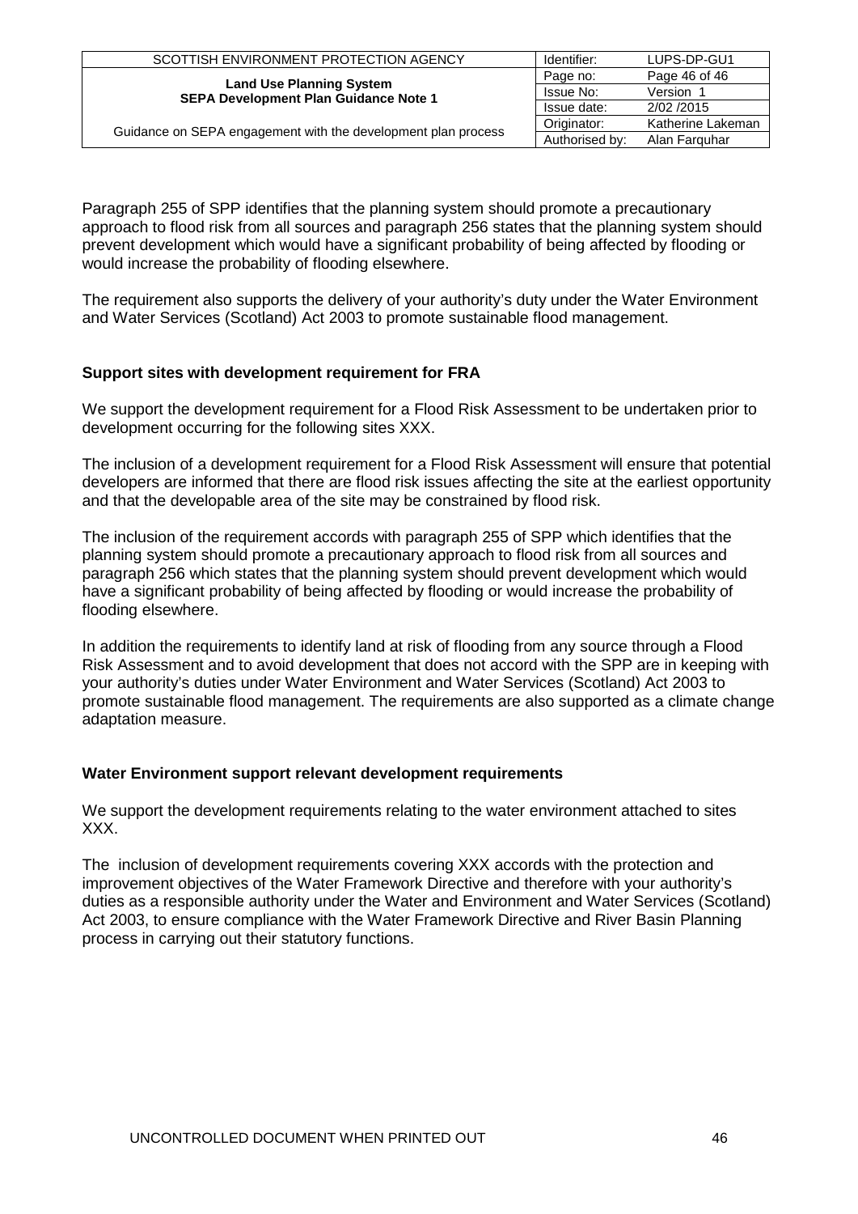Paragraph 255 of SPP identifies that the planning system should promote a precautionary approach to flood risk from all sources and paragraph 256 states that the planning system should prevent development which would have a significant probability of being affected by flooding or would increase the probability of flooding elsewhere.

The requirement also supports the delivery of your authority's duty under the Water Environment and Water Services (Scotland) Act 2003 to promote sustainable flood management.

**Support sites with development requirement for FRA**

We support the development requirement for a Flood Risk Assessment to be undertaken prior to development occurring for the following sites XXX.

The inclusion of a development requirement for a Flood Risk Assessment will ensure that potential developers are informed that there are flood risk issues affecting the site at the earliest opportunity and that the developable area of the site may be constrained by flood risk.

The inclusion of the requirement accords with paragraph 255 of SPP which identifies that the planning system should promote a precautionary approach to flood risk from all sources and paragraph 256 which states that the planning system should prevent development which would have a significant probability of being affected by flooding or would increase the probability of flooding elsewhere.

In addition the requirements to identify land at risk of flooding from any source through a Flood Risk Assessment and to avoid development that does not accord with the SPP are in keeping with your authority's duties under Water Environment and Water Services (Scotland) Act 2003 to promote sustainable flood management. The requirements are also supported as a climate change adaptation measure.

**Water Environment support relevant development requirements**

We support the development requirements relating to the water environment attached to sites XXX.

The inclusion of development requirements covering XXX accords with the protection and improvement objectives of the Water Framework Directive and therefore with your authority's duties as a responsible authority under the Water and Environment and Water Services (Scotland) Act 2003, to ensure compliance with the Water Framework Directive and River Basin Planning process in carrying out their statutory functions.